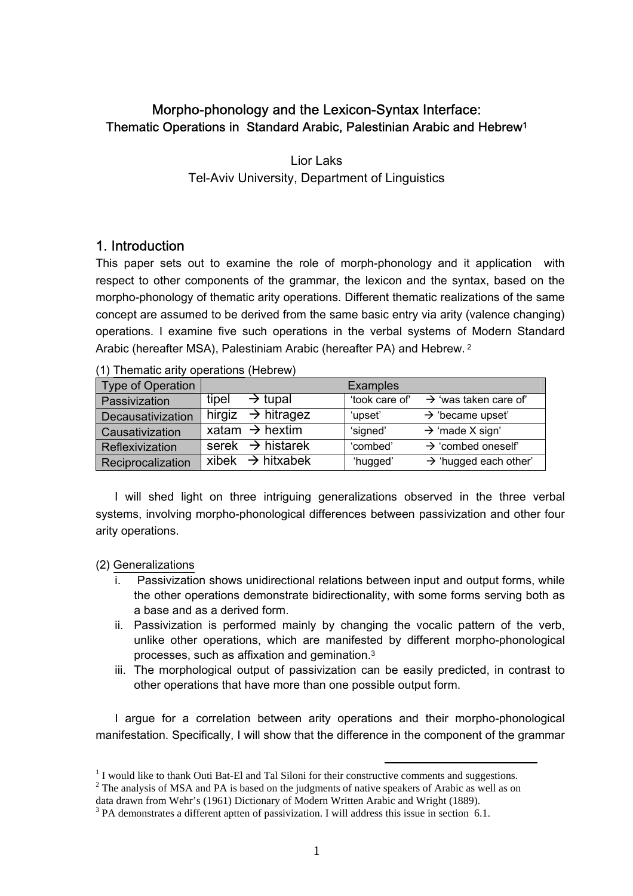# Morpho-phonology and the Lexicon-Syntax Interface:
## Thematic Operations in Standard Arabic, Palestinian Arabic and Hebrew[1]

Lior Laks
Tel-Aviv University, Department of Linguistics

## 1. Introduction

This paper sets out to examine the role of morph-phonology and it application with respect to other components of the grammar, the lexicon and the syntax, based on the morpho-phonology of thematic arity operations. Different thematic realizations of the same concept are assumed to be derived from the same basic entry via arity (valence changing) operations. I examine five such operations in the verbal systems of Modern Standard Arabic (hereafter MSA), Palestiniam Arabic (hereafter PA) and Hebrew. [2]

(1) Thematic arity operations (Hebrew)

| Type of Operation | Examples | |
|---|---|---|
| Passivization | tipel → tupal | 'took care of' → 'was taken care of' |
| Decausativization | hirgiz → hitragez | 'upset' → 'became upset' |
| Causativization | xatam → hextim | 'signed' → 'made X sign' |
| Reflexivization | serek → histarek | 'combed' → 'combed oneself' |
| Reciprocalization | xibek → hitxabek | 'hugged' → 'hugged each other' |

I will shed light on three intriguing generalizations observed in the three verbal systems, involving morpho-phonological differences between passivization and other four arity operations.

(2) Generalizations

i. Passivization shows unidirectional relations between input and output forms, while the other operations demonstrate bidirectionality, with some forms serving both as a base and as a derived form.
ii. Passivization is performed mainly by changing the vocalic pattern of the verb, unlike other operations, which are manifested by different morpho-phonological processes, such as affixation and gemination.[3]
iii. The morphological output of passivization can be easily predicted, in contrast to other operations that have more than one possible output form.

I argue for a correlation between arity operations and their morpho-phonological manifestation. Specifically, I will show that the difference in the component of the grammar

---

[1] I would like to thank Outi Bat-El and Tal Siloni for their constructive comments and suggestions.

[2] The analysis of MSA and PA is based on the judgments of native speakers of Arabic as well as on data drawn from Wehr's (1961) Dictionary of Modern Written Arabic and Wright (1889).

[3] PA demonstrates a different aptten of passivization. I will address this issue in section 6.1.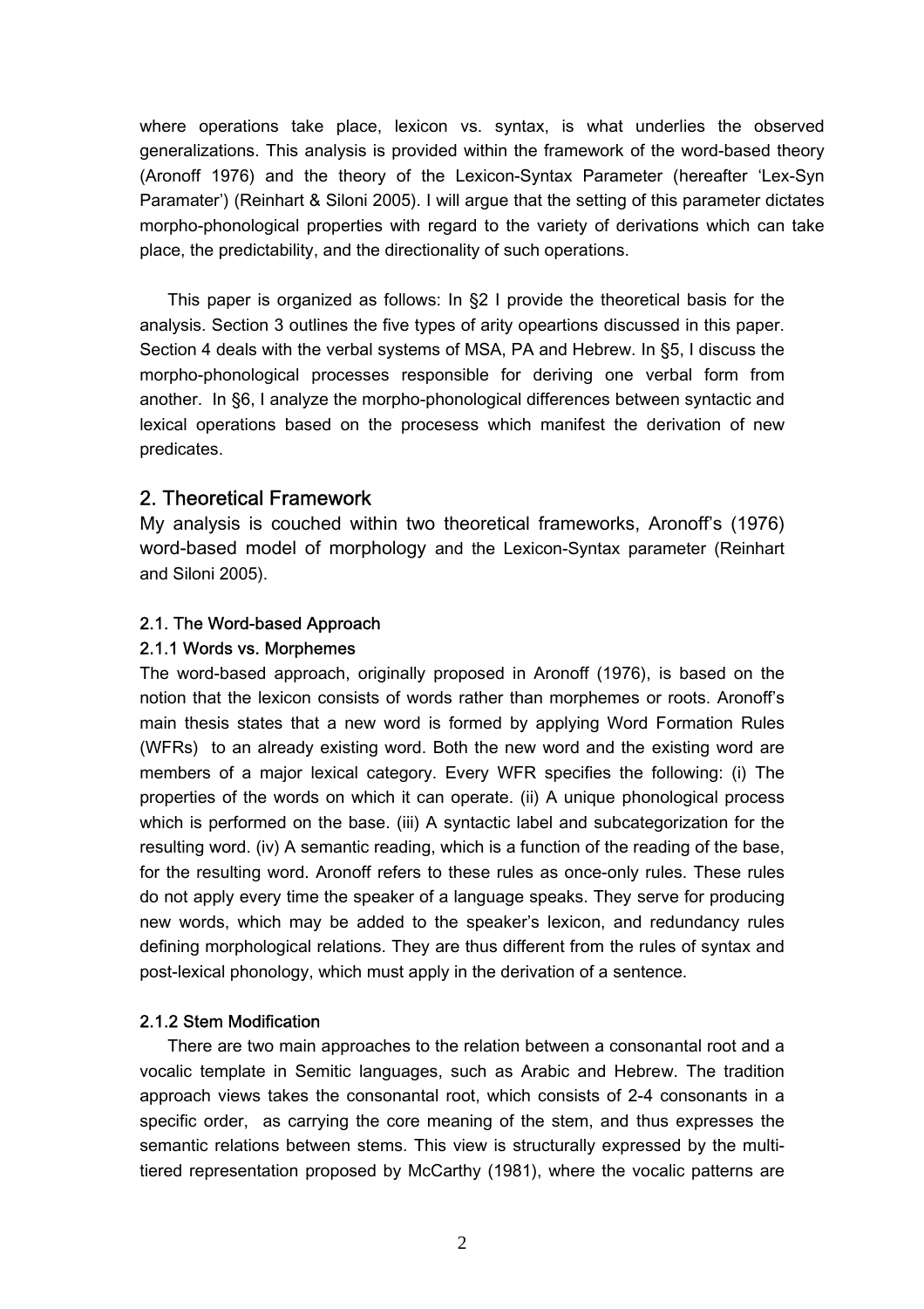where operations take place, lexicon vs. syntax, is what underlies the observed generalizations. This analysis is provided within the framework of the word-based theory (Aronoff 1976) and the theory of the Lexicon-Syntax Parameter (hereafter 'Lex-Syn Paramater') (Reinhart & Siloni 2005). I will argue that the setting of this parameter dictates morpho-phonological properties with regard to the variety of derivations which can take place, the predictability, and the directionality of such operations.

This paper is organized as follows: In §2 I provide the theoretical basis for the analysis. Section 3 outlines the five types of arity opeartions discussed in this paper. Section 4 deals with the verbal systems of MSA, PA and Hebrew. In §5, I discuss the morpho-phonological processes responsible for deriving one verbal form from another. In §6, I analyze the morpho-phonological differences between syntactic and lexical operations based on the processess which manifest the derivation of new predicates.

## 2. Theoretical Framework

My analysis is couched within two theoretical frameworks, Aronoff's (1976) word-based model of morphology and the Lexicon-Syntax parameter (Reinhart and Siloni 2005).

### 2.1. The Word-based Approach

#### 2.1.1 Words vs. Morphemes

The word-based approach, originally proposed in Aronoff (1976), is based on the notion that the lexicon consists of words rather than morphemes or roots. Aronoff's main thesis states that a new word is formed by applying Word Formation Rules (WFRs) to an already existing word. Both the new word and the existing word are members of a major lexical category. Every WFR specifies the following: (i) The properties of the words on which it can operate. (ii) A unique phonological process which is performed on the base. (iii) A syntactic label and subcategorization for the resulting word. (iv) A semantic reading, which is a function of the reading of the base, for the resulting word. Aronoff refers to these rules as once-only rules. These rules do not apply every time the speaker of a language speaks. They serve for producing new words, which may be added to the speaker's lexicon, and redundancy rules defining morphological relations. They are thus different from the rules of syntax and post-lexical phonology, which must apply in the derivation of a sentence.

#### 2.1.2 Stem Modification

There are two main approaches to the relation between a consonantal root and a vocalic template in Semitic languages, such as Arabic and Hebrew. The tradition approach views takes the consonantal root, which consists of 2-4 consonants in a specific order, as carrying the core meaning of the stem, and thus expresses the semantic relations between stems. This view is structurally expressed by the multi-tiered representation proposed by McCarthy (1981), where the vocalic patterns are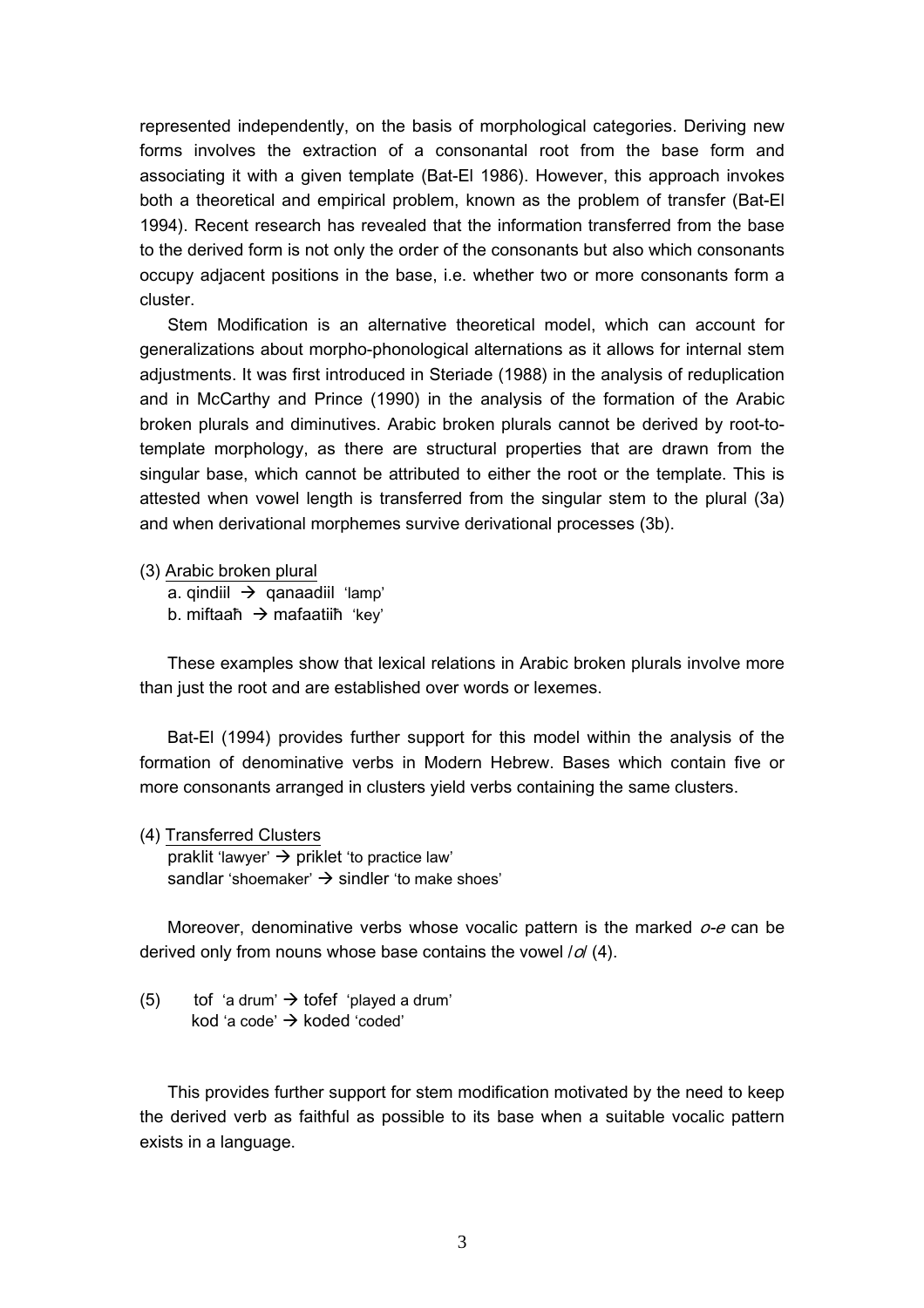represented independently, on the basis of morphological categories. Deriving new forms involves the extraction of a consonantal root from the base form and associating it with a given template (Bat-El 1986). However, this approach invokes both a theoretical and empirical problem, known as the problem of transfer (Bat-El 1994). Recent research has revealed that the information transferred from the base to the derived form is not only the order of the consonants but also which consonants occupy adjacent positions in the base, i.e. whether two or more consonants form a cluster.

Stem Modification is an alternative theoretical model, which can account for generalizations about morpho-phonological alternations as it allows for internal stem adjustments. It was first introduced in Steriade (1988) in the analysis of reduplication and in McCarthy and Prince (1990) in the analysis of the formation of the Arabic broken plurals and diminutives. Arabic broken plurals cannot be derived by root-to-template morphology, as there are structural properties that are drawn from the singular base, which cannot be attributed to either the root or the template. This is attested when vowel length is transferred from the singular stem to the plural (3a) and when derivational morphemes survive derivational processes (3b).

(3) Arabic broken plural
  a. qindiil → qanaadiil 'lamp'
  b. miftaaħ → mafaatiiħ 'key'

These examples show that lexical relations in Arabic broken plurals involve more than just the root and are established over words or lexemes.

Bat-El (1994) provides further support for this model within the analysis of the formation of denominative verbs in Modern Hebrew. Bases which contain five or more consonants arranged in clusters yield verbs containing the same clusters.

(4) Transferred Clusters
  praklit 'lawyer' → priklet 'to practice law'
  sandlar 'shoemaker' → sindler 'to make shoes'

Moreover, denominative verbs whose vocalic pattern is the marked *o-e* can be derived only from nouns whose base contains the vowel /*o*/ (4).

(5) tof 'a drum' → tofef 'played a drum'
  kod 'a code' → koded 'coded'

This provides further support for stem modification motivated by the need to keep the derived verb as faithful as possible to its base when a suitable vocalic pattern exists in a language.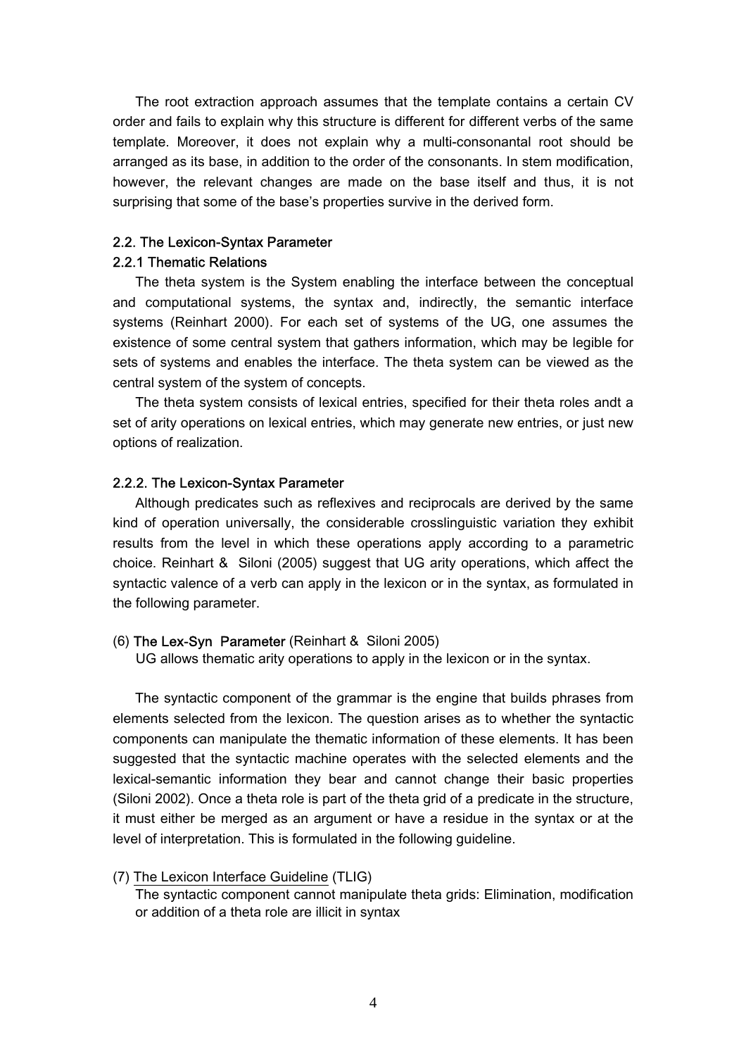The root extraction approach assumes that the template contains a certain CV order and fails to explain why this structure is different for different verbs of the same template. Moreover, it does not explain why a multi-consonantal root should be arranged as its base, in addition to the order of the consonants. In stem modification, however, the relevant changes are made on the base itself and thus, it is not surprising that some of the base's properties survive in the derived form.

### 2.2. The Lexicon-Syntax Parameter

#### 2.2.1 Thematic Relations

The theta system is the System enabling the interface between the conceptual and computational systems, the syntax and, indirectly, the semantic interface systems (Reinhart 2000). For each set of systems of the UG, one assumes the existence of some central system that gathers information, which may be legible for sets of systems and enables the interface. The theta system can be viewed as the central system of the system of concepts.

The theta system consists of lexical entries, specified for their theta roles andt a set of arity operations on lexical entries, which may generate new entries, or just new options of realization.

#### 2.2.2. The Lexicon-Syntax Parameter

Although predicates such as reflexives and reciprocals are derived by the same kind of operation universally, the considerable crosslinguistic variation they exhibit results from the level in which these operations apply according to a parametric choice. Reinhart & Siloni (2005) suggest that UG arity operations, which affect the syntactic valence of a verb can apply in the lexicon or in the syntax, as formulated in the following parameter.

(6) **The Lex-Syn Parameter** (Reinhart & Siloni 2005)
UG allows thematic arity operations to apply in the lexicon or in the syntax.

The syntactic component of the grammar is the engine that builds phrases from elements selected from the lexicon. The question arises as to whether the syntactic components can manipulate the thematic information of these elements. It has been suggested that the syntactic machine operates with the selected elements and the lexical-semantic information they bear and cannot change their basic properties (Siloni 2002). Once a theta role is part of the theta grid of a predicate in the structure, it must either be merged as an argument or have a residue in the syntax or at the level of interpretation. This is formulated in the following guideline.

(7) <u>The Lexicon Interface Guideline</u> (TLIG)
The syntactic component cannot manipulate theta grids: Elimination, modification or addition of a theta role are illicit in syntax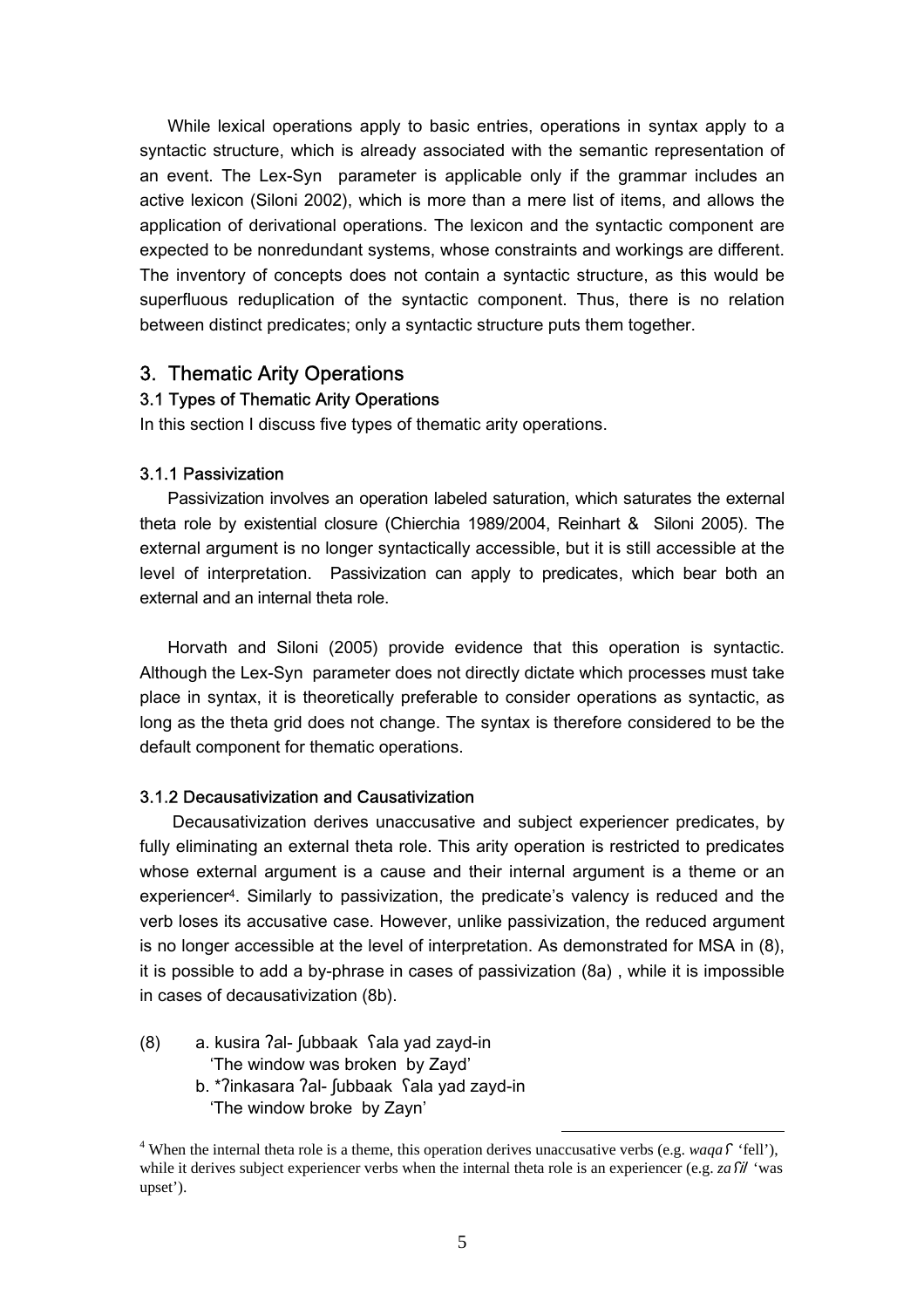While lexical operations apply to basic entries, operations in syntax apply to a syntactic structure, which is already associated with the semantic representation of an event. The Lex-Syn parameter is applicable only if the grammar includes an active lexicon (Siloni 2002), which is more than a mere list of items, and allows the application of derivational operations. The lexicon and the syntactic component are expected to be nonredundant systems, whose constraints and workings are different. The inventory of concepts does not contain a syntactic structure, as this would be superfluous reduplication of the syntactic component. Thus, there is no relation between distinct predicates; only a syntactic structure puts them together.

## 3. Thematic Arity Operations

### 3.1 Types of Thematic Arity Operations

In this section I discuss five types of thematic arity operations.

#### 3.1.1 Passivization

Passivization involves an operation labeled saturation, which saturates the external theta role by existential closure (Chierchia 1989/2004, Reinhart & Siloni 2005). The external argument is no longer syntactically accessible, but it is still accessible at the level of interpretation. Passivization can apply to predicates, which bear both an external and an internal theta role.

Horvath and Siloni (2005) provide evidence that this operation is syntactic. Although the Lex-Syn parameter does not directly dictate which processes must take place in syntax, it is theoretically preferable to consider operations as syntactic, as long as the theta grid does not change. The syntax is therefore considered to be the default component for thematic operations.

#### 3.1.2 Decausativization and Causativization

Decausativization derives unaccusative and subject experiencer predicates, by fully eliminating an external theta role. This arity operation is restricted to predicates whose external argument is a cause and their internal argument is a theme or an experiencer[4]. Similarly to passivization, the predicate's valency is reduced and the verb loses its accusative case. However, unlike passivization, the reduced argument is no longer accessible at the level of interpretation. As demonstrated for MSA in (8), it is possible to add a by-phrase in cases of passivization (8a) , while it is impossible in cases of decausativization (8b).

(8) a. kusira ʔal- ʃubbaak ʕala yad zayd-in
 'The window was broken by Zayd'
 b. *ʔinkasara ʔal- ʃubbaak ʕala yad zayd-in
 'The window broke by Zayn'

---

[4] When the internal theta role is a theme, this operation derives unaccusative verbs (e.g. *waqaʕ* 'fell'), while it derives subject experiencer verbs when the internal theta role is an experiencer (e.g. *zaʕil* 'was upset').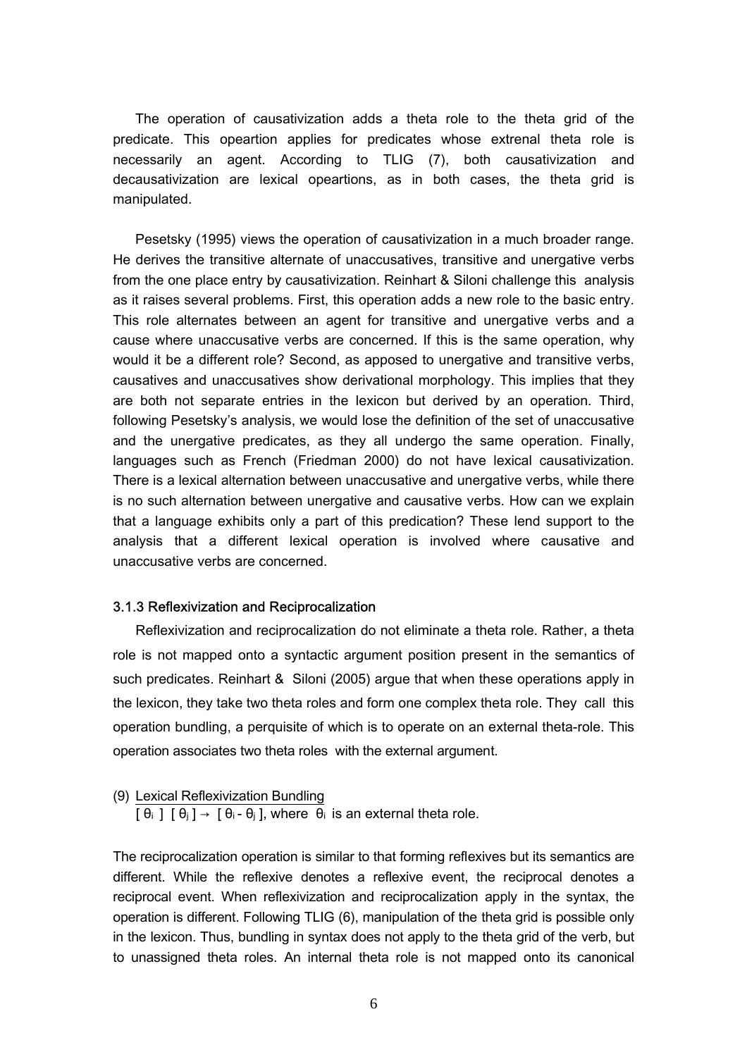The operation of causativization adds a theta role to the theta grid of the predicate. This opeartion applies for predicates whose extrenal theta role is necessarily an agent. According to TLIG (7), both causativization and decausativization are lexical opeartions, as in both cases, the theta grid is manipulated.

Pesetsky (1995) views the operation of causativization in a much broader range. He derives the transitive alternate of unaccusatives, transitive and unergative verbs from the one place entry by causativization. Reinhart & Siloni challenge this analysis as it raises several problems. First, this operation adds a new role to the basic entry. This role alternates between an agent for transitive and unergative verbs and a cause where unaccusative verbs are concerned. If this is the same operation, why would it be a different role? Second, as apposed to unergative and transitive verbs, causatives and unaccusatives show derivational morphology. This implies that they are both not separate entries in the lexicon but derived by an operation. Third, following Pesetsky's analysis, we would lose the definition of the set of unaccusative and the unergative predicates, as they all undergo the same operation. Finally, languages such as French (Friedman 2000) do not have lexical causativization. There is a lexical alternation between unaccusative and unergative verbs, while there is no such alternation between unergative and causative verbs. How can we explain that a language exhibits only a part of this predication? These lend support to the analysis that a different lexical operation is involved where causative and unaccusative verbs are concerned.

### 3.1.3 Reflexivization and Reciprocalization

Reflexivization and reciprocalization do not eliminate a theta role. Rather, a theta role is not mapped onto a syntactic argument position present in the semantics of such predicates. Reinhart & Siloni (2005) argue that when these operations apply in the lexicon, they take two theta roles and form one complex theta role. They call this operation bundling, a perquisite of which is to operate on an external theta-role. This operation associates two theta roles with the external argument.

(9) Lexical Reflexivization Bundling
$[\theta_i]\ [\theta_j] \rightarrow [\theta_i - \theta_j]$, where $\theta_i$ is an external theta role.

The reciprocalization operation is similar to that forming reflexives but its semantics are different. While the reflexive denotes a reflexive event, the reciprocal denotes a reciprocal event. When reflexivization and reciprocalization apply in the syntax, the operation is different. Following TLIG (6), manipulation of the theta grid is possible only in the lexicon. Thus, bundling in syntax does not apply to the theta grid of the verb, but to unassigned theta roles. An internal theta role is not mapped onto its canonical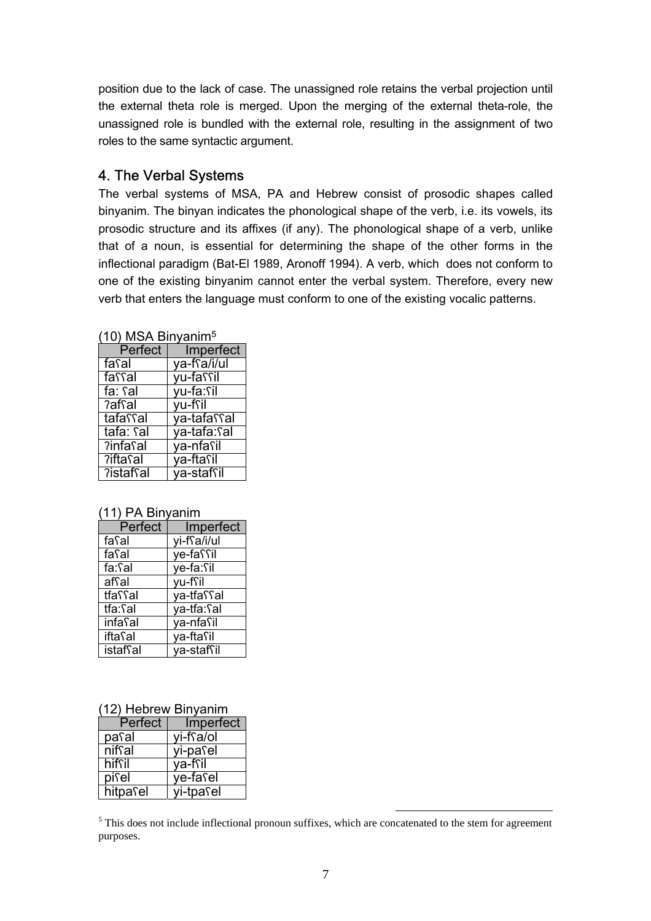position due to the lack of case. The unassigned role retains the verbal projection until the external theta role is merged. Upon the merging of the external theta-role, the unassigned role is bundled with the external role, resulting in the assignment of two roles to the same syntactic argument.

## 4. The Verbal Systems

The verbal systems of MSA, PA and Hebrew consist of prosodic shapes called binyanim. The binyan indicates the phonological shape of the verb, i.e. its vowels, its prosodic structure and its affixes (if any). The phonological shape of a verb, unlike that of a noun, is essential for determining the shape of the other forms in the inflectional paradigm (Bat-El 1989, Aronoff 1994). A verb, which does not conform to one of the existing binyanim cannot enter the verbal system. Therefore, every new verb that enters the language must conform to one of the existing vocalic patterns.

(10) MSA Binyanim[5]

| Perfect | Imperfect |
|---|---|
| faʕal | ya-fʕa/i/ul |
| faʕʕal | yu-faʕʕil |
| fa: ʕal | yu-fa:ʕil |
| ʔafʕal | yu-fʕil |
| tafaʕʕal | ya-tafaʕʕal |
| tafa: ʕal | ya-tafa:ʕal |
| ʔinfaʕal | ya-nfaʕil |
| ʔiftaʕal | ya-ftaʕil |
| ʔistafʕal | ya-stafʕil |

(11) PA Binyanim

| Perfect | Imperfect |
|---|---|
| faʕal | yi-fʕa/i/ul |
| faʕal | ye-faʕʕil |
| fa:ʕal | ye-fa:ʕil |
| afʕal | yu-fʕil |
| tfaʕʕal | ya-tfaʕʕal |
| tfa:ʕal | ya-tfa:ʕal |
| infaʕal | ya-nfaʕil |
| iftaʕal | ya-ftaʕil |
| istafʕal | ya-stafʕil |

(12) Hebrew Binyanim

| Perfect | Imperfect |
|---|---|
| paʕal | yi-fʕa/ol |
| nifʕal | yi-paʕel |
| hifʕil | ya-fʕil |
| piʕel | ye-faʕel |
| hitpaʕel | yi-tpaʕel |

[5] This does not include inflectional pronoun suffixes, which are concatenated to the stem for agreement purposes.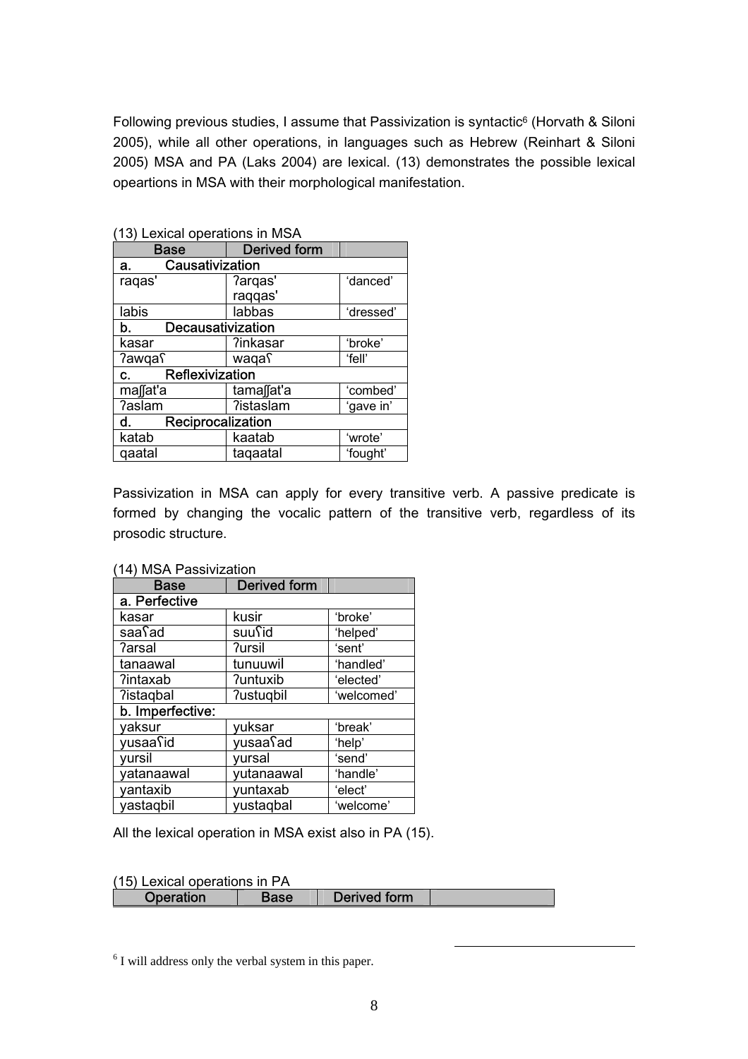Following previous studies, I assume that Passivization is syntactic[6] (Horvath & Siloni 2005), while all other operations, in languages such as Hebrew (Reinhart & Siloni 2005) MSA and PA (Laks 2004) are lexical. (13) demonstrates the possible lexical opeartions in MSA with their morphological manifestation.

(13) Lexical operations in MSA

| Base | Derived form | |
|---|---|---|
| **a. Causativization** | | |
| raqas' | ʔarqas' raqqas' | 'danced' |
| labis | labbas | 'dressed' |
| **b. Decausativization** | | |
| kasar | ʔinkasar | 'broke' |
| ʔawqaʕ | waqaʕ | 'fell' |
| **c. Reflexivization** | | |
| maʃʃat'a | tamaʃʃat'a | 'combed' |
| ʔaslam | ʔistaslam | 'gave in' |
| **d. Reciprocalization** | | |
| katab | kaatab | 'wrote' |
| qaatal | taqaatal | 'fought' |

Passivization in MSA can apply for every transitive verb. A passive predicate is formed by changing the vocalic pattern of the transitive verb, regardless of its prosodic structure.

(14) MSA Passivization

| Base | Derived form | |
|---|---|---|
| **a. Perfective** | | |
| kasar | kusir | 'broke' |
| saaʕad | suuʕid | 'helped' |
| ʔarsal | ʔursil | 'sent' |
| tanaawal | tunuuwil | 'handled' |
| ʔintaxab | ʔuntuxib | 'elected' |
| ʔistaqbal | ʔustuqbil | 'welcomed' |
| **b. Imperfective:** | | |
| yaksur | yuksar | 'break' |
| yusaaʕid | yusaaʕad | 'help' |
| yursil | yursal | 'send' |
| yatanaawal | yutanaawal | 'handle' |
| yantaxib | yuntaxab | 'elect' |
| yastaqbil | yustaqbal | 'welcome' |

All the lexical operation in MSA exist also in PA (15).

(15) Lexical operations in PA

| Operation | Base | Derived form | |
|---|---|---|---|

[6] I will address only the verbal system in this paper.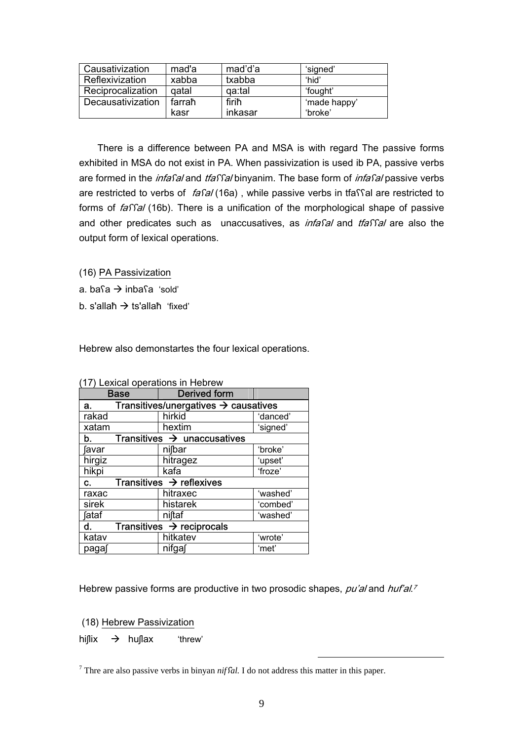| Causativization | mad'a | mad'd'a | 'signed' |
|---|---|---|---|
| Reflexivization | xabba | txabba | 'hid' |
| Reciprocalization | qatal | qa:tal | 'fought' |
| Decausativization | farraħ<br>kasr | firiħ<br>inkasar | 'made happy'<br>'broke' |

There is a difference between PA and MSA is with regard The passive forms exhibited in MSA do not exist in PA. When passivization is used ib PA, passive verbs are formed in the *infaʕal* and *tfaʕʕal* binyanim. The base form of *infaʕal* passive verbs are restricted to verbs of *faʕal* (16a) , while passive verbs in tfaʕʕal are restricted to forms of *faʕʕal* (16b). There is a unification of the morphological shape of passive and other predicates such as unaccusatives, as *infaʕal* and *tfaʕʕal* are also the output form of lexical operations.

(16) PA Passivization

a. baʕa → inbaʕa 'sold'

b. s'allaħ → ts'allaħ 'fixed'

Hebrew also demonstartes the four lexical operations.

(17) Lexical operations in Hebrew

| Base | Derived form | |
|---|---|---|
| **a. Transitives/unergatives → causatives** | | |
| rakad | hirkid | 'danced' |
| xatam | hextim | 'signed' |
| **b. Transitives → unaccusatives** | | |
| ʃavar | niʃbar | 'broke' |
| hirgiz | hitragez | 'upset' |
| hikpi | kafa | 'froze' |
| **c. Transitives → reflexives** | | |
| raxac | hitraxec | 'washed' |
| sirek | histarek | 'combed' |
| ʃataf | niʃtaf | 'washed' |
| **d. Transitives → reciprocals** | | |
| katav | hitkatev | 'wrote' |
| pagaʃ | nifgaʃ | 'met' |

Hebrew passive forms are productive in two prosodic shapes, *pu'al* and *huf'al*.[7]

(18) Hebrew Passivization

hiʃlix → huʃlax 'threw'

[7] Thre are also passive verbs in binyan *nifʕal*. I do not address this matter in this paper.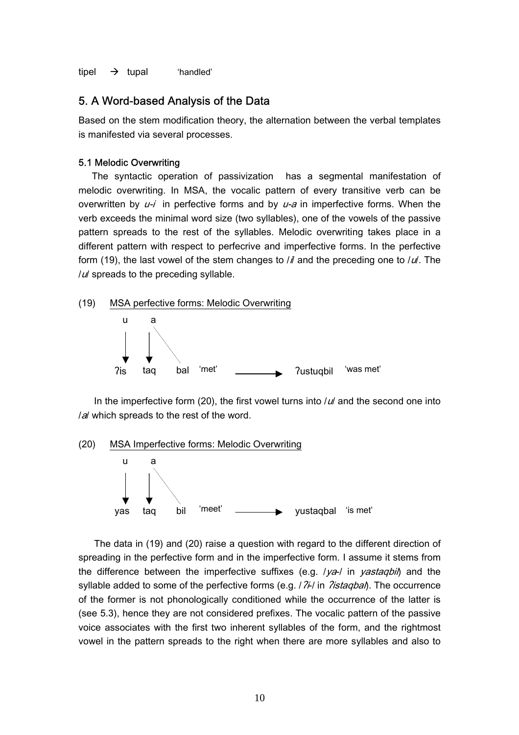tipel → tupal 'handled'

## 5. A Word-based Analysis of the Data

Based on the stem modification theory, the alternation between the verbal templates is manifested via several processes.

### 5.1 Melodic Overwriting

The syntactic operation of passivization has a segmental manifestation of melodic overwriting. In MSA, the vocalic pattern of every transitive verb can be overwritten by *u-i* in perfective forms and by *u-a* in imperfective forms. When the verb exceeds the minimal word size (two syllables), one of the vowels of the passive pattern spreads to the rest of the syllables. Melodic overwriting takes place in a different pattern with respect to perfecrive and imperfective forms. In the perfective form (19), the last vowel of the stem changes to /*i*/ and the preceding one to /*u*/. The /*u*/ spreads to the preceding syllable.

(19) MSA perfective forms: Melodic Overwriting

```
   u     a
   |     |  \
   ↓     ↓    \
  ʔis   taq   bal  'met'   ———→   ʔustuqbil  'was met'
```

In the imperfective form (20), the first vowel turns into /*u*/ and the second one into /*a*/ which spreads to the rest of the word.

(20) MSA Imperfective forms: Melodic Overwriting

```
   u     a
   |     |  \
   ↓     ↓    \
  yas   taq   bil  'meet'   ———→   yustaqbal  'is met'
```

The data in (19) and (20) raise a question with regard to the different direction of spreading in the perfective form and in the imperfective form. I assume it stems from the difference between the imperfective suffixes (e.g. /*ya*-/ in *yastaqbil*) and the syllable added to some of the perfective forms (e.g. /*ʔi*-/ in *ʔistaqbal*). The occurrence of the former is not phonologically conditioned while the occurrence of the latter is (see 5.3), hence they are not considered prefixes. The vocalic pattern of the passive voice associates with the first two inherent syllables of the form, and the rightmost vowel in the pattern spreads to the right when there are more syllables and also to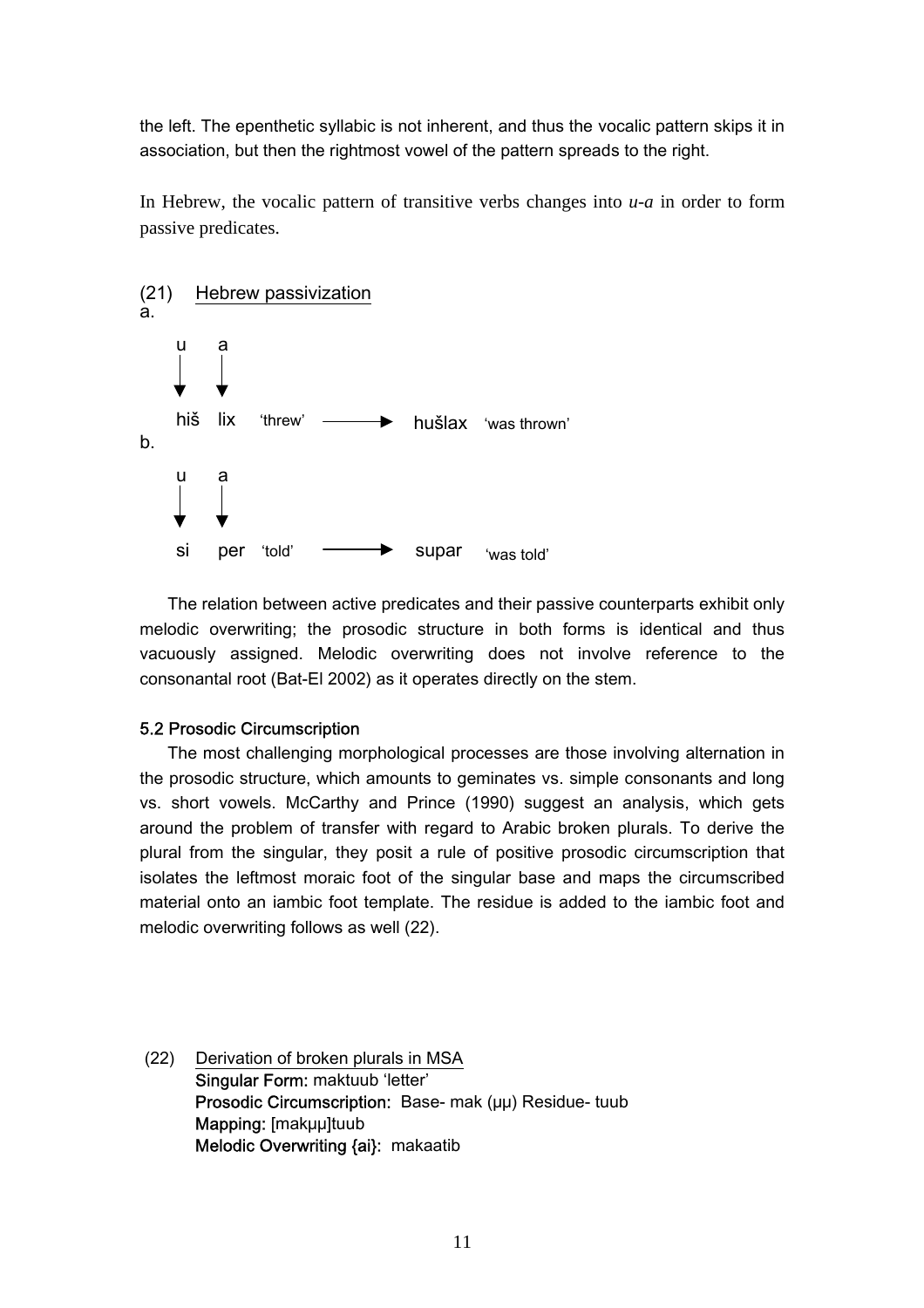the left. The epenthetic syllabic is not inherent, and thus the vocalic pattern skips it in association, but then the rightmost vowel of the pattern spreads to the right.

In Hebrew, the vocalic pattern of transitive verbs changes into *u-a* in order to form passive predicates.

(21) Hebrew passivization

a.

```
u    a
↓    ↓
hiš  lix   'threw'  ——→  hušlax  'was thrown'
```

b.

```
u    a
↓    ↓
si   per   'told'   ——→  supar   'was told'
```

The relation between active predicates and their passive counterparts exhibit only melodic overwriting; the prosodic structure in both forms is identical and thus vacuously assigned. Melodic overwriting does not involve reference to the consonantal root (Bat-El 2002) as it operates directly on the stem.

### 5.2 Prosodic Circumscription

The most challenging morphological processes are those involving alternation in the prosodic structure, which amounts to geminates vs. simple consonants and long vs. short vowels. McCarthy and Prince (1990) suggest an analysis, which gets around the problem of transfer with regard to Arabic broken plurals. To derive the plural from the singular, they posit a rule of positive prosodic circumscription that isolates the leftmost moraic foot of the singular base and maps the circumscribed material onto an iambic foot template. The residue is added to the iambic foot and melodic overwriting follows as well (22).

(22) Derivation of broken plurals in MSA

**Singular Form:** maktuub 'letter'

**Prosodic Circumscription:** Base- mak (μμ) Residue- tuub

**Mapping:** [makμμ]tuub

**Melodic Overwriting {ai}:** makaatib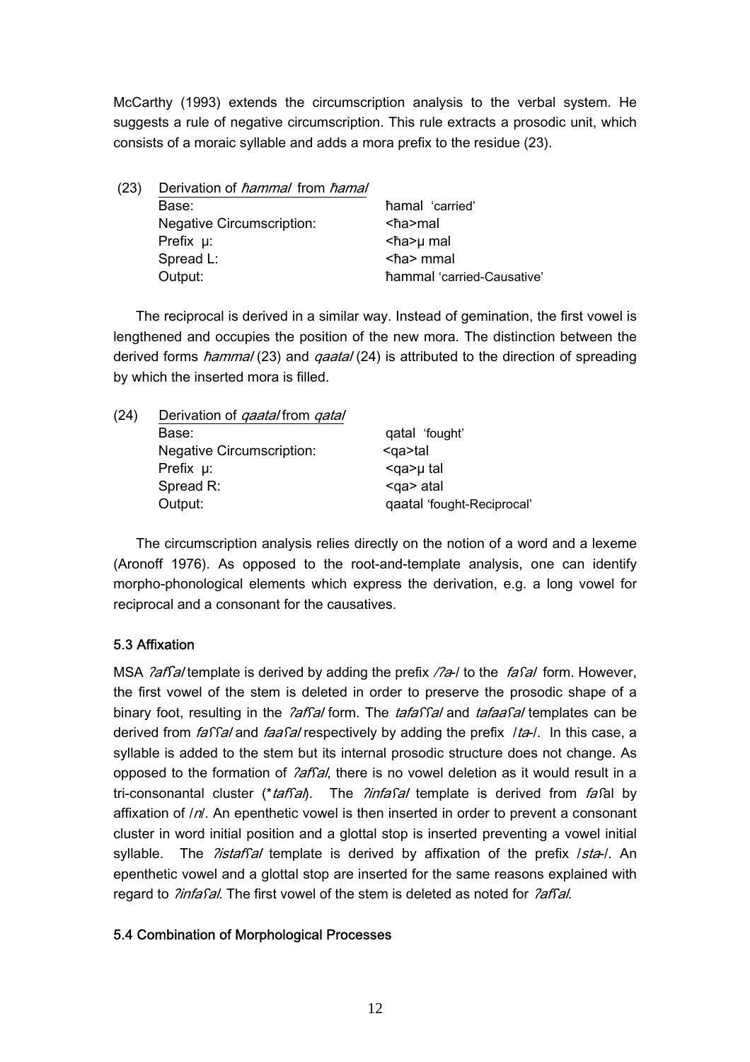McCarthy (1993) extends the circumscription analysis to the verbal system. He suggests a rule of negative circumscription. This rule extracts a prosodic unit, which consists of a moraic syllable and adds a mora prefix to the residue (23).

(23) Derivation of *ħammal* from *ħamal*

| | |
|---|---|
| Base: | ħamal 'carried' |
| Negative Circumscription: | <ħa>mal |
| Prefix µ: | <ħa>µ mal |
| Spread L: | <ħa> mmal |
| Output: | ħammal 'carried-Causative' |

The reciprocal is derived in a similar way. Instead of gemination, the first vowel is lengthened and occupies the position of the new mora. The distinction between the derived forms *ħammal* (23) and *qaatal* (24) is attributed to the direction of spreading by which the inserted mora is filled.

(24) Derivation of *qaatal* from *qatal*

| | |
|---|---|
| Base: | qatal 'fought' |
| Negative Circumscription: | <qa>tal |
| Prefix µ: | <qa>µ tal |
| Spread R: | <qa> atal |
| Output: | qaatal 'fought-Reciprocal' |

The circumscription analysis relies directly on the notion of a word and a lexeme (Aronoff 1976). As opposed to the root-and-template analysis, one can identify morpho-phonological elements which express the derivation, e.g. a long vowel for reciprocal and a consonant for the causatives.

### 5.3 Affixation

MSA *ʔafʕal* template is derived by adding the prefix */ʔa-/* to the *faʕal* form. However, the first vowel of the stem is deleted in order to preserve the prosodic shape of a binary foot, resulting in the *ʔafʕal* form. The *tafaʕʕal* and *tafaaʕal* templates can be derived from *faʕʕal* and *faaʕal* respectively by adding the prefix /*ta*-/. In this case, a syllable is added to the stem but its internal prosodic structure does not change. As opposed to the formation of *ʔafʕal*, there is no vowel deletion as it would result in a tri-consonantal cluster (\**tafʕal*). The *ʔinfaʕal* template is derived from *faʕ*al by affixation of /*n*/. An epenthetic vowel is then inserted in order to prevent a consonant cluster in word initial position and a glottal stop is inserted preventing a vowel initial syllable. The *ʔistafʕal* template is derived by affixation of the prefix /*sta*-/. An epenthetic vowel and a glottal stop are inserted for the same reasons explained with regard to *ʔinfaʕal*. The first vowel of the stem is deleted as noted for *ʔafʕal*.

### 5.4 Combination of Morphological Processes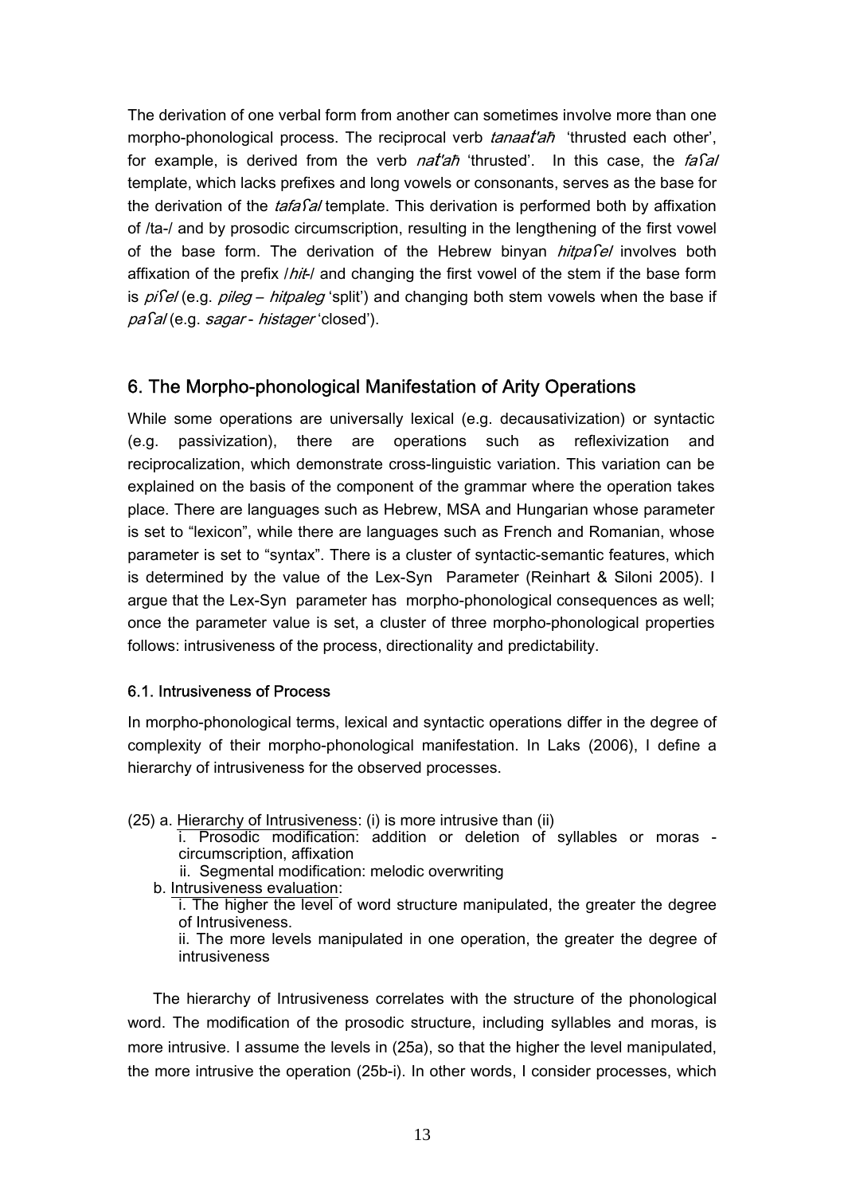The derivation of one verbal form from another can sometimes involve more than one morpho-phonological process. The reciprocal verb *tanaatʼaħ* 'thrusted each other', for example, is derived from the verb *natʼaħ* 'thrusted'. In this case, the *faʕal* template, which lacks prefixes and long vowels or consonants, serves as the base for the derivation of the *tafaʕal* template. This derivation is performed both by affixation of /ta-/ and by prosodic circumscription, resulting in the lengthening of the first vowel of the base form. The derivation of the Hebrew binyan *hitpaʕel* involves both affixation of the prefix /*hit*-/ and changing the first vowel of the stem if the base form is *piʕel* (e.g. *pileg* – *hitpaleg* 'split') and changing both stem vowels when the base if *paʕal* (e.g. *sagar* - *histager* 'closed').

## 6. The Morpho-phonological Manifestation of Arity Operations

While some operations are universally lexical (e.g. decausativization) or syntactic (e.g. passivization), there are operations such as reflexivization and reciprocalization, which demonstrate cross-linguistic variation. This variation can be explained on the basis of the component of the grammar where the operation takes place. There are languages such as Hebrew, MSA and Hungarian whose parameter is set to "lexicon", while there are languages such as French and Romanian, whose parameter is set to "syntax". There is a cluster of syntactic-semantic features, which is determined by the value of the Lex-Syn Parameter (Reinhart & Siloni 2005). I argue that the Lex-Syn parameter has morpho-phonological consequences as well; once the parameter value is set, a cluster of three morpho-phonological properties follows: intrusiveness of the process, directionality and predictability.

### 6.1. Intrusiveness of Process

In morpho-phonological terms, lexical and syntactic operations differ in the degree of complexity of their morpho-phonological manifestation. In Laks (2006), I define a hierarchy of intrusiveness for the observed processes.

(25) a. Hierarchy of Intrusiveness: (i) is more intrusive than (ii)
 i. Prosodic modification: addition or deletion of syllables or moras - circumscription, affixation
 ii. Segmental modification: melodic overwriting
 b. Intrusiveness evaluation:
 i. The higher the level of word structure manipulated, the greater the degree of Intrusiveness.
 ii. The more levels manipulated in one operation, the greater the degree of intrusiveness

The hierarchy of Intrusiveness correlates with the structure of the phonological word. The modification of the prosodic structure, including syllables and moras, is more intrusive. I assume the levels in (25a), so that the higher the level manipulated, the more intrusive the operation (25b-i). In other words, I consider processes, which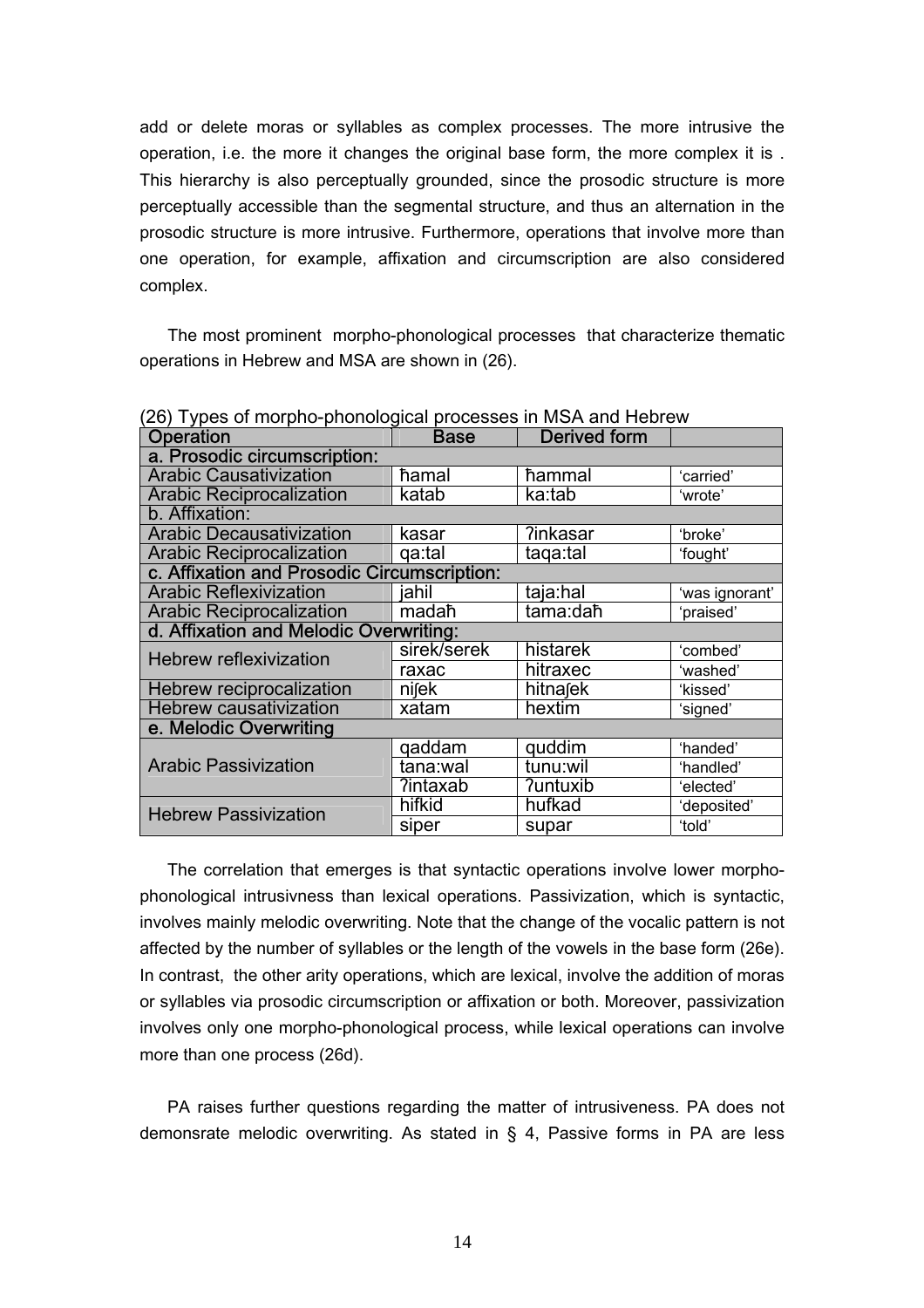add or delete moras or syllables as complex processes. The more intrusive the operation, i.e. the more it changes the original base form, the more complex it is . This hierarchy is also perceptually grounded, since the prosodic structure is more perceptually accessible than the segmental structure, and thus an alternation in the prosodic structure is more intrusive. Furthermore, operations that involve more than one operation, for example, affixation and circumscription are also considered complex.

The most prominent morpho-phonological processes that characterize thematic operations in Hebrew and MSA are shown in (26).

(26) Types of morpho-phonological processes in MSA and Hebrew

| Operation | Base | Derived form | |
|---|---|---|---|
| a. Prosodic circumscription: | | | |
| Arabic Causativization | ħamal | ħammal | 'carried' |
| Arabic Reciprocalization | katab | ka:tab | 'wrote' |
| b. Affixation: | | | |
| Arabic Decausativization | kasar | ʔinkasar | 'broke' |
| Arabic Reciprocalization | qa:tal | taqa:tal | 'fought' |
| c. Affixation and Prosodic Circumscription: | | | |
| Arabic Reflexivization | jahil | taja:hal | 'was ignorant' |
| Arabic Reciprocalization | madaħ | tama:daħ | 'praised' |
| d. Affixation and Melodic Overwriting: | | | |
| Hebrew reflexivization | sirek/serek | histarek | 'combed' |
| | raxac | hitraxec | 'washed' |
| Hebrew reciprocalization | niʃek | hitnaʃek | 'kissed' |
| Hebrew causativization | xatam | hextim | 'signed' |
| e. Melodic Overwriting | | | |
| Arabic Passivization | qaddam | quddim | 'handed' |
| | tana:wal | tunu:wil | 'handled' |
| | ʔintaxab | ʔuntuxib | 'elected' |
| Hebrew Passivization | hifkid | hufkad | 'deposited' |
| | siper | supar | 'told' |

The correlation that emerges is that syntactic operations involve lower morpho-phonological intrusivness than lexical operations. Passivization, which is syntactic, involves mainly melodic overwriting. Note that the change of the vocalic pattern is not affected by the number of syllables or the length of the vowels in the base form (26e). In contrast, the other arity operations, which are lexical, involve the addition of moras or syllables via prosodic circumscription or affixation or both. Moreover, passivization involves only one morpho-phonological process, while lexical operations can involve more than one process (26d).

PA raises further questions regarding the matter of intrusiveness. PA does not demonsrate melodic overwriting. As stated in § 4, Passive forms in PA are less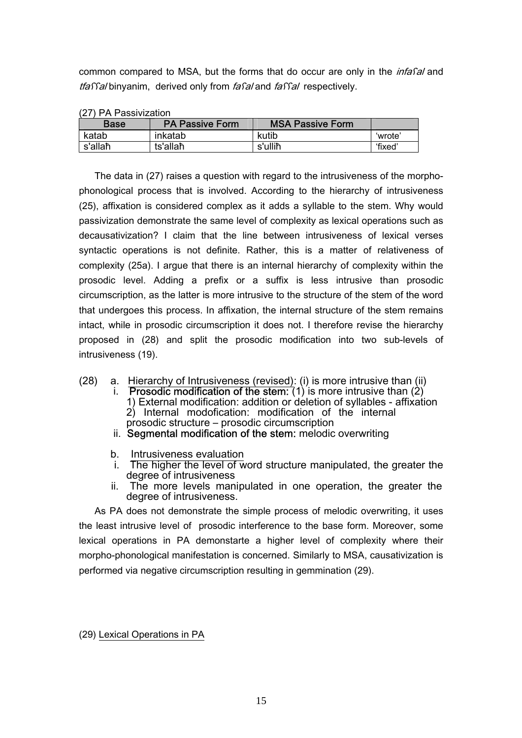common compared to MSA, but the forms that do occur are only in the *infaʕal* and *tfaʕʕal* binyanim, derived only from *faʕal* and *faʕʕal* respectively.

(27) PA Passivization

| Base | PA Passive Form | MSA Passive Form | |
|---|---|---|---|
| katab | inkatab | kutib | 'wrote' |
| s'allaħ | ts'allaħ | s'ulliħ | 'fixed' |

The data in (27) raises a question with regard to the intrusiveness of the morpho-phonological process that is involved. According to the hierarchy of intrusiveness (25), affixation is considered complex as it adds a syllable to the stem. Why would passivization demonstrate the same level of complexity as lexical operations such as decausativization? I claim that the line between intrusiveness of lexical verses syntactic operations is not definite. Rather, this is a matter of relativeness of complexity (25a). I argue that there is an internal hierarchy of complexity within the prosodic level. Adding a prefix or a suffix is less intrusive than prosodic circumscription, as the latter is more intrusive to the structure of the stem of the word that undergoes this process. In affixation, the internal structure of the stem remains intact, while in prosodic circumscription it does not. I therefore revise the hierarchy proposed in (28) and split the prosodic modification into two sub-levels of intrusiveness (19).

(28) a. Hierarchy of Intrusiveness (revised): (i) is more intrusive than (ii)
- i. **Prosodic modification of the stem:** (1) is more intrusive than (2)
  1) External modification: addition or deletion of syllables - affixation
  2) Internal modofication: modification of the internal prosodic structure – prosodic circumscription
- ii. **Segmental modification of the stem:** melodic overwriting

b. Intrusiveness evaluation
- i. The higher the level of word structure manipulated, the greater the degree of intrusiveness
- ii. The more levels manipulated in one operation, the greater the degree of intrusiveness.

As PA does not demonstrate the simple process of melodic overwriting, it uses the least intrusive level of prosodic interference to the base form. Moreover, some lexical operations in PA demonstarte a higher level of complexity where their morpho-phonological manifestation is concerned. Similarly to MSA, causativization is performed via negative circumscription resulting in gemmination (29).

(29) Lexical Operations in PA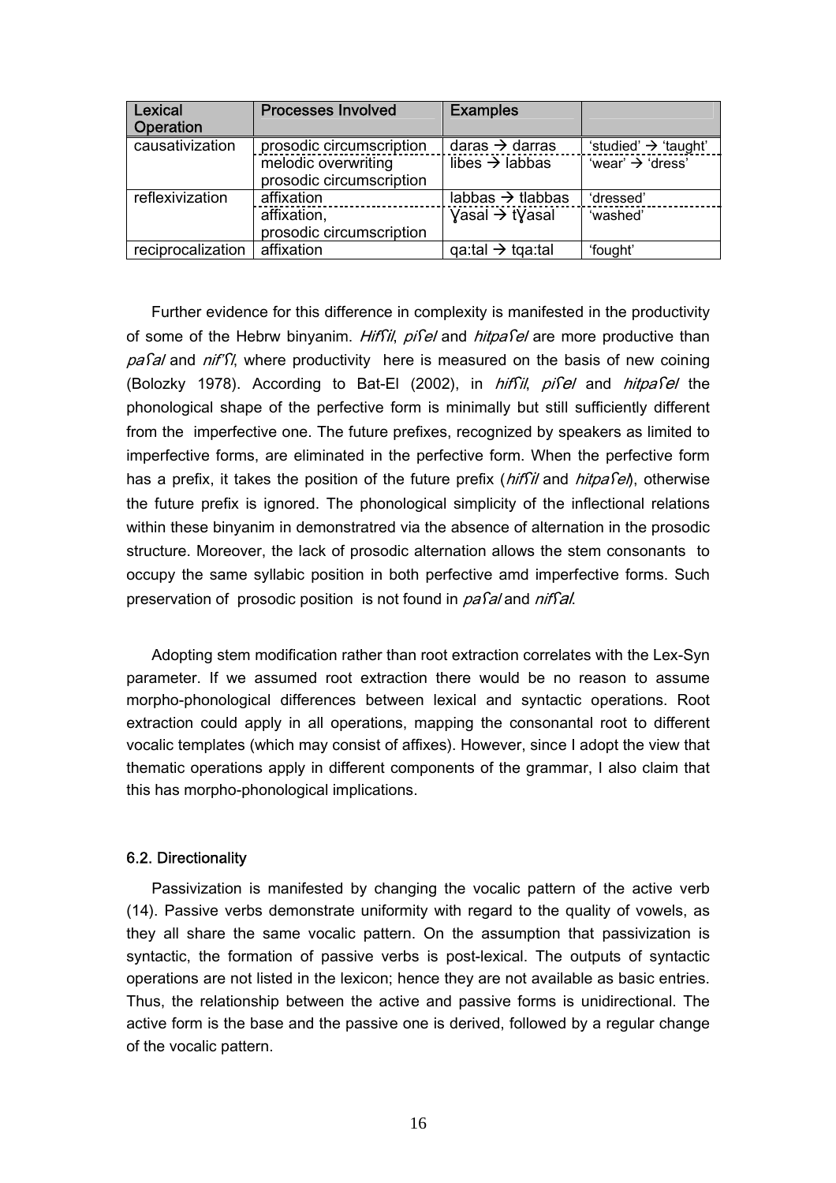| Lexical Operation | Processes Involved | Examples | |
|---|---|---|---|
| causativization | prosodic circumscription | daras → darras | 'studied' → 'taught' |
| | melodic overwriting prosodic circumscription | libes → labbas | 'wear' → 'dress' |
| reflexivization | affixation | labbas → tlabbas | 'dressed' |
| | affixation, prosodic circumscription | ɣasal → tɣasal | 'washed' |
| reciprocalization | affixation | qa:tal → tqa:tal | 'fought' |

Further evidence for this difference in complexity is manifested in the productivity of some of the Hebrw binyanim. *Hifʕil*, *piʕel* and *hitpaʕel* are more productive than *paʕal* and *nif'ʕl*, where productivity here is measured on the basis of new coining (Bolozky 1978). According to Bat-El (2002), in *hifʕil*, *piʕel* and *hitpaʕel* the phonological shape of the perfective form is minimally but still sufficiently different from the imperfective one. The future prefixes, recognized by speakers as limited to imperfective forms, are eliminated in the perfective form. When the perfective form has a prefix, it takes the position of the future prefix (*hifʕil* and *hitpaʕel*), otherwise the future prefix is ignored. The phonological simplicity of the inflectional relations within these binyanim in demonstratred via the absence of alternation in the prosodic structure. Moreover, the lack of prosodic alternation allows the stem consonants to occupy the same syllabic position in both perfective amd imperfective forms. Such preservation of prosodic position is not found in *paʕal* and *nifʕal*.

Adopting stem modification rather than root extraction correlates with the Lex-Syn parameter. If we assumed root extraction there would be no reason to assume morpho-phonological differences between lexical and syntactic operations. Root extraction could apply in all operations, mapping the consonantal root to different vocalic templates (which may consist of affixes). However, since I adopt the view that thematic operations apply in different components of the grammar, I also claim that this has morpho-phonological implications.

### 6.2. Directionality

Passivization is manifested by changing the vocalic pattern of the active verb (14). Passive verbs demonstrate uniformity with regard to the quality of vowels, as they all share the same vocalic pattern. On the assumption that passivization is syntactic, the formation of passive verbs is post-lexical. The outputs of syntactic operations are not listed in the lexicon; hence they are not available as basic entries. Thus, the relationship between the active and passive forms is unidirectional. The active form is the base and the passive one is derived, followed by a regular change of the vocalic pattern.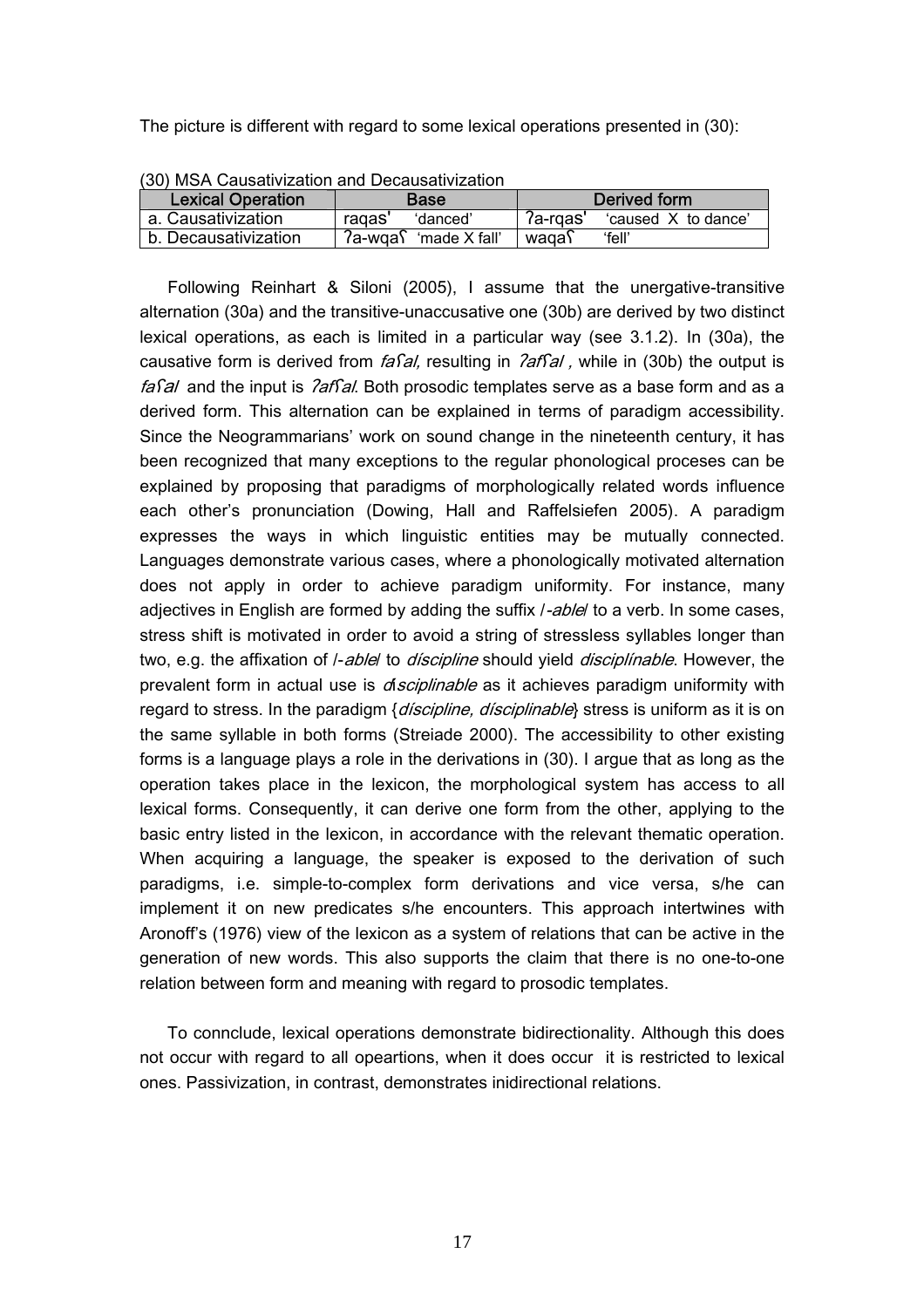The picture is different with regard to some lexical operations presented in (30):

(30) MSA Causativization and Decausativization

| Lexical Operation | Base | Derived form |
|---|---|---|
| a. Causativization | raqasˈ 'danced' | ʔa-rqasˈ 'caused X to dance' |
| b. Decausativization | ʔa-wqaʕ 'made X fall' | waqaʕ 'fell' |

Following Reinhart & Siloni (2005), I assume that the unergative-transitive alternation (30a) and the transitive-unaccusative one (30b) are derived by two distinct lexical operations, as each is limited in a particular way (see 3.1.2). In (30a), the causative form is derived from *faʕal,* resulting in *ʔafʕal ,* while in (30b) the output is *faʕal* and the input is *ʔafʕal*. Both prosodic templates serve as a base form and as a derived form. This alternation can be explained in terms of paradigm accessibility. Since the Neogrammarians' work on sound change in the nineteenth century, it has been recognized that many exceptions to the regular phonological proceses can be explained by proposing that paradigms of morphologically related words influence each other's pronunciation (Dowing, Hall and Raffelsiefen 2005). A paradigm expresses the ways in which linguistic entities may be mutually connected. Languages demonstrate various cases, where a phonologically motivated alternation does not apply in order to achieve paradigm uniformity. For instance, many adjectives in English are formed by adding the suffix /*-able*/ to a verb. In some cases, stress shift is motivated in order to avoid a string of stressless syllables longer than two, e.g. the affixation of /*-able*/ to *díscipline* should yield *disciplínable*. However, the prevalent form in actual use is *dísciplinable* as it achieves paradigm uniformity with regard to stress. In the paradigm {*díscipline, dísciplinable*} stress is uniform as it is on the same syllable in both forms (Streiade 2000). The accessibility to other existing forms is a language plays a role in the derivations in (30). I argue that as long as the operation takes place in the lexicon, the morphological system has access to all lexical forms. Consequently, it can derive one form from the other, applying to the basic entry listed in the lexicon, in accordance with the relevant thematic operation. When acquiring a language, the speaker is exposed to the derivation of such paradigms, i.e. simple-to-complex form derivations and vice versa, s/he can implement it on new predicates s/he encounters. This approach intertwines with Aronoff's (1976) view of the lexicon as a system of relations that can be active in the generation of new words. This also supports the claim that there is no one-to-one relation between form and meaning with regard to prosodic templates.

To connclude, lexical operations demonstrate bidirectionality. Although this does not occur with regard to all opeartions, when it does occur it is restricted to lexical ones. Passivization, in contrast, demonstrates inidirectional relations.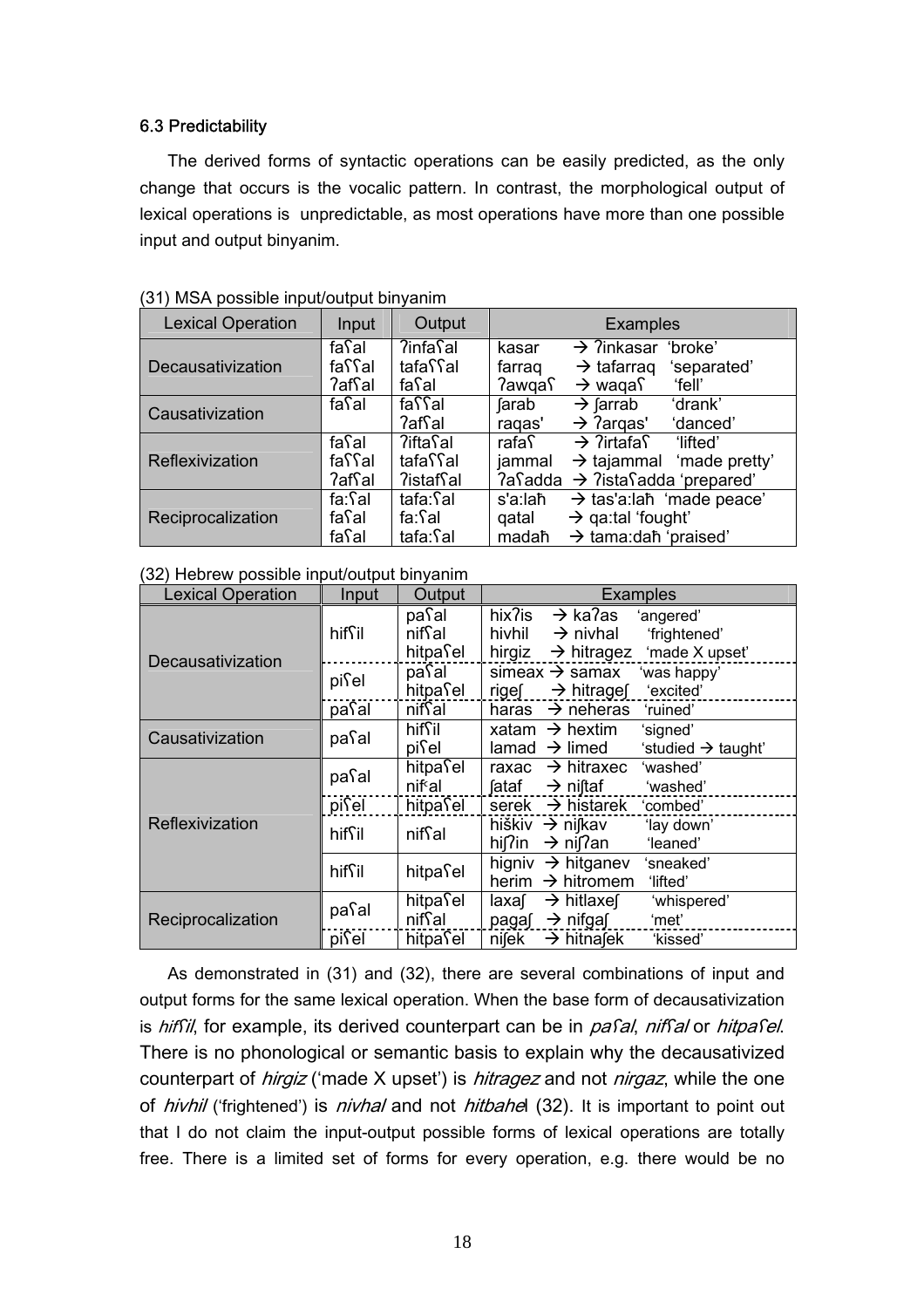#### 6.3 Predictability

The derived forms of syntactic operations can be easily predicted, as the only change that occurs is the vocalic pattern. In contrast, the morphological output of lexical operations is unpredictable, as most operations have more than one possible input and output binyanim.

(31) MSA possible input/output binyanim

| Lexical Operation | Input | Output | Examples |
|---|---|---|---|
| Decausativization | faʕal | ʔinfaʕal | kasar → ʔinkasar 'broke' |
| | faʕʕal | tafaʕʕal | farraq → tafarraq 'separated' |
| | ʔafʕal | faʕal | ʔawqaʕ → waqaʕ 'fell' |
| Causativization | faʕal | faʕʕal | ʃarab → ʃarrab 'drank' |
| | | ʔafʕal | raqas' → ʔarqas' 'danced' |
| Reflexivization | faʕal | ʔiftaʕal | rafaʕ → ʔirtafaʕ 'lifted' |
| | faʕʕal | tafaʕʕal | jammal → tajammal 'made pretty' |
| | ʔafʕal | ʔistafʕal | ʔaʕadda → ʔistaʕadda 'prepared' |
| Reciprocalization | fa:ʕal | tafa:ʕal | s'a:laħ → tas'a:laħ 'made peace' |
| | faʕal | fa:ʕal | qatal → qa:tal 'fought' |
| | faʕal | tafa:ʕal | madaħ → tama:daħ 'praised' |

(32) Hebrew possible input/output binyanim

| Lexical Operation | Input | Output | Examples |
|---|---|---|---|
| Decausativization | hifʕil | paʕal | hixʔis → kaʔas 'angered' |
| | | nifʕal | hivhil → nivhal 'frightened' |
| | | hitpaʕel | hirgiz → hitragez 'made X upset' |
| | piʕel | paʕal | simeax → samax 'was happy' |
| | | hitpaʕel | rigeʃ → hitrageʃ 'excited' |
| | paʕal | nifʕal | haras → neheras 'ruined' |
| Causativization | paʕal | hifʕil | xatam → hextim 'signed' |
| | | piʕel | lamad → limed 'studied → taught' |
| Reflexivization | paʕal | hitpaʕel | raxac → hitraxec 'washed' |
| | | nifʕal | ʃataf → niʃtaf 'washed' |
| | piʕel | hitpaʕel | serek → histarek 'combed' |
| | hifʕil | nifʕal | hiškiv → niʃkav 'lay down' |
| | | | hiʃʔin → niʃʔan 'leaned' |
| | hifʕil | hitpaʕel | higniv → hitganev 'sneaked' |
| | | | herim → hitromem 'lifted' |
| Reciprocalization | paʕal | hitpaʕel | laxaʃ → hitlaxeʃ 'whispered' |
| | | nifʕal | pagaʃ → nifgaʃ 'met' |
| | piʕel | hitpaʕel | niʃek → hitnaʃek 'kissed' |

As demonstrated in (31) and (32), there are several combinations of input and output forms for the same lexical operation. When the base form of decausativization is *hifʕil*, for example, its derived counterpart can be in *paʕal*, *nifʕal* or *hitpaʕel*. There is no phonological or semantic basis to explain why the decausativized counterpart of *hirgiz* ('made X upset') is *hitragez* and not *nirgaz*, while the one of *hivhil* ('frightened') is *nivhal* and not *hitbahel* (32). It is important to point out that I do not claim the input-output possible forms of lexical operations are totally free. There is a limited set of forms for every operation, e.g. there would be no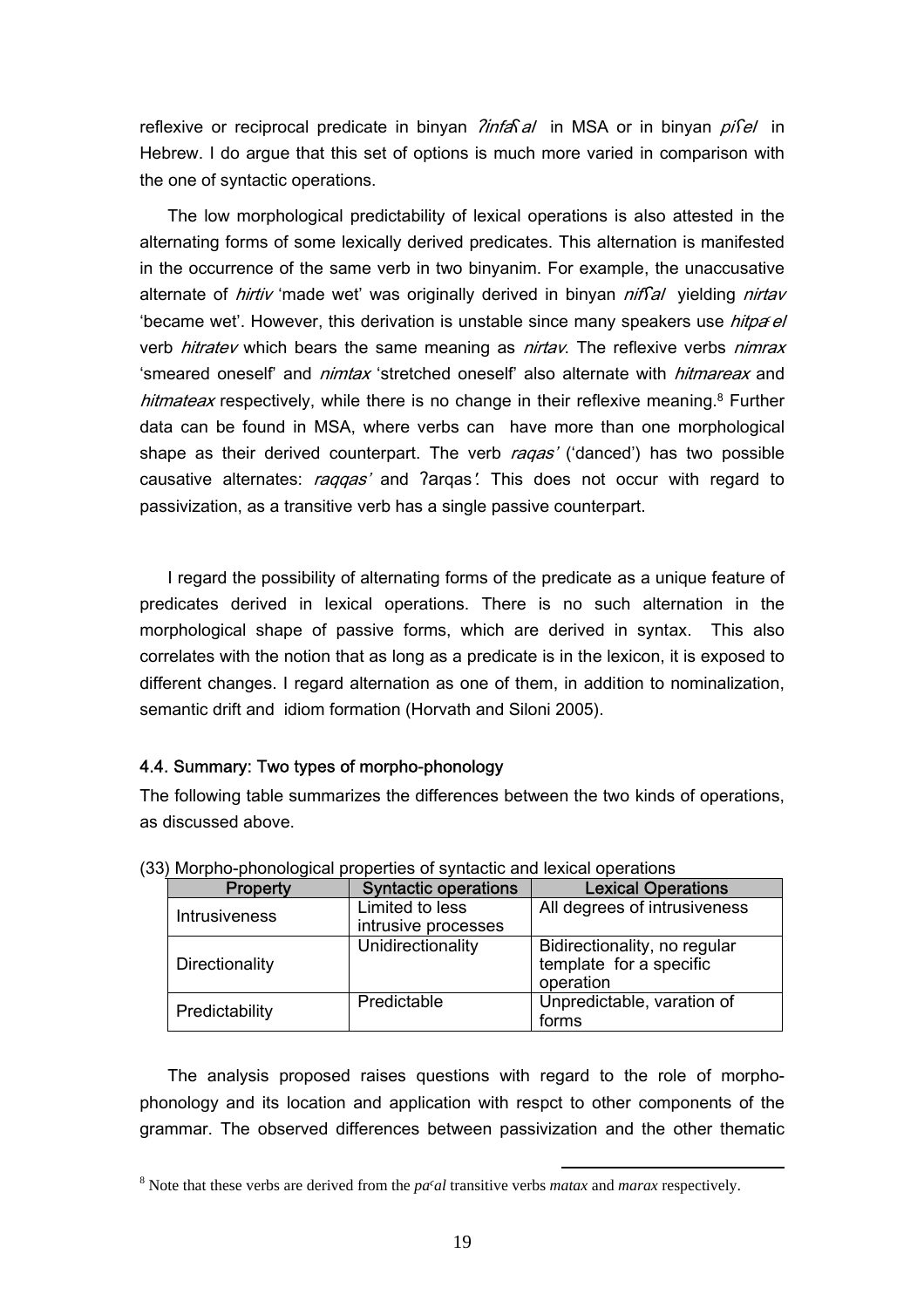reflexive or reciprocal predicate in binyan *ʔinfaʕal* in MSA or in binyan *piʕel* in Hebrew. I do argue that this set of options is much more varied in comparison with the one of syntactic operations.

The low morphological predictability of lexical operations is also attested in the alternating forms of some lexically derived predicates. This alternation is manifested in the occurrence of the same verb in two binyanim. For example, the unaccusative alternate of *hirtiv* 'made wet' was originally derived in binyan *nifʕal* yielding *nirtav* 'became wet'. However, this derivation is unstable since many speakers use *hitpaʕel* verb *hitratev* which bears the same meaning as *nirtav*. The reflexive verbs *nimrax* 'smeared oneself' and *nimtax* 'stretched oneself' also alternate with *hitmareax* and *hitmateax* respectively, while there is no change in their reflexive meaning.[8] Further data can be found in MSA, where verbs can have more than one morphological shape as their derived counterpart. The verb *raqas'* ('danced') has two possible causative alternates: *raqqas'* and ʔarqas*'*. This does not occur with regard to passivization, as a transitive verb has a single passive counterpart.

I regard the possibility of alternating forms of the predicate as a unique feature of predicates derived in lexical operations. There is no such alternation in the morphological shape of passive forms, which are derived in syntax. This also correlates with the notion that as long as a predicate is in the lexicon, it is exposed to different changes. I regard alternation as one of them, in addition to nominalization, semantic drift and idiom formation (Horvath and Siloni 2005).

### 4.4. Summary: Two types of morpho-phonology

The following table summarizes the differences between the two kinds of operations, as discussed above.

(33) Morpho-phonological properties of syntactic and lexical operations

| Property | Syntactic operations | Lexical Operations |
|---|---|---|
| Intrusiveness | Limited to less intrusive processes | All degrees of intrusiveness |
| Directionality | Unidirectionality | Bidirectionality, no regular template for a specific operation |
| Predictability | Predictable | Unpredictable, varation of forms |

The analysis proposed raises questions with regard to the role of morpho-phonology and its location and application with respct to other components of the grammar. The observed differences between passivization and the other thematic

[8] Note that these verbs are derived from the *paʿal* transitive verbs *matax* and *marax* respectively.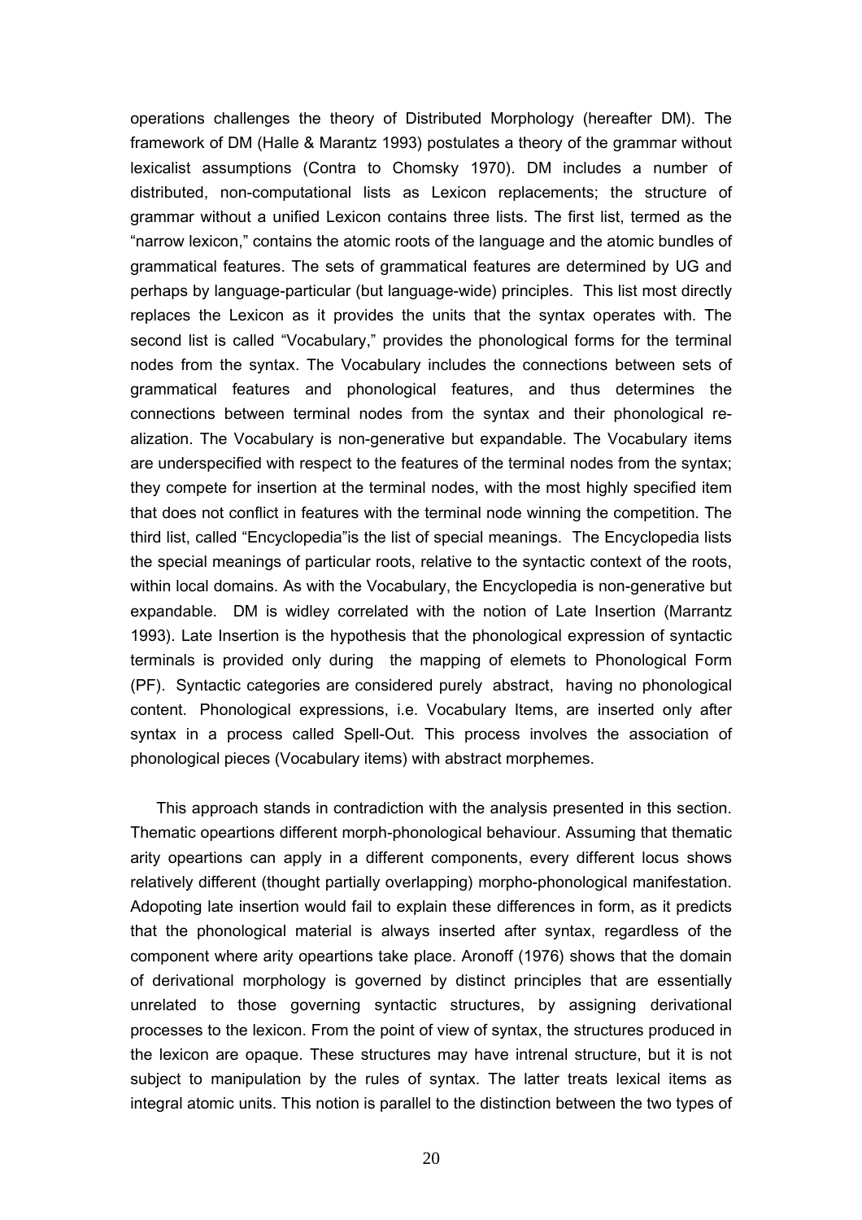operations challenges the theory of Distributed Morphology (hereafter DM). The framework of DM (Halle & Marantz 1993) postulates a theory of the grammar without lexicalist assumptions (Contra to Chomsky 1970). DM includes a number of distributed, non-computational lists as Lexicon replacements; the structure of grammar without a unified Lexicon contains three lists. The first list, termed as the "narrow lexicon," contains the atomic roots of the language and the atomic bundles of grammatical features. The sets of grammatical features are determined by UG and perhaps by language-particular (but language-wide) principles. This list most directly replaces the Lexicon as it provides the units that the syntax operates with. The second list is called "Vocabulary," provides the phonological forms for the terminal nodes from the syntax. The Vocabulary includes the connections between sets of grammatical features and phonological features, and thus determines the connections between terminal nodes from the syntax and their phonological re-alization. The Vocabulary is non-generative but expandable. The Vocabulary items are underspecified with respect to the features of the terminal nodes from the syntax; they compete for insertion at the terminal nodes, with the most highly specified item that does not conflict in features with the terminal node winning the competition. The third list, called "Encyclopedia"is the list of special meanings. The Encyclopedia lists the special meanings of particular roots, relative to the syntactic context of the roots, within local domains. As with the Vocabulary, the Encyclopedia is non-generative but expandable. DM is widley correlated with the notion of Late Insertion (Marrantz 1993). Late Insertion is the hypothesis that the phonological expression of syntactic terminals is provided only during the mapping of elemets to Phonological Form (PF). Syntactic categories are considered purely abstract, having no phonological content. Phonological expressions, i.e. Vocabulary Items, are inserted only after syntax in a process called Spell-Out. This process involves the association of phonological pieces (Vocabulary items) with abstract morphemes.

This approach stands in contradiction with the analysis presented in this section. Thematic opeartions different morph-phonological behaviour. Assuming that thematic arity opeartions can apply in a different components, every different locus shows relatively different (thought partially overlapping) morpho-phonological manifestation. Adopoting late insertion would fail to explain these differences in form, as it predicts that the phonological material is always inserted after syntax, regardless of the component where arity opeartions take place. Aronoff (1976) shows that the domain of derivational morphology is governed by distinct principles that are essentially unrelated to those governing syntactic structures, by assigning derivational processes to the lexicon. From the point of view of syntax, the structures produced in the lexicon are opaque. These structures may have intrenal structure, but it is not subject to manipulation by the rules of syntax. The latter treats lexical items as integral atomic units. This notion is parallel to the distinction between the two types of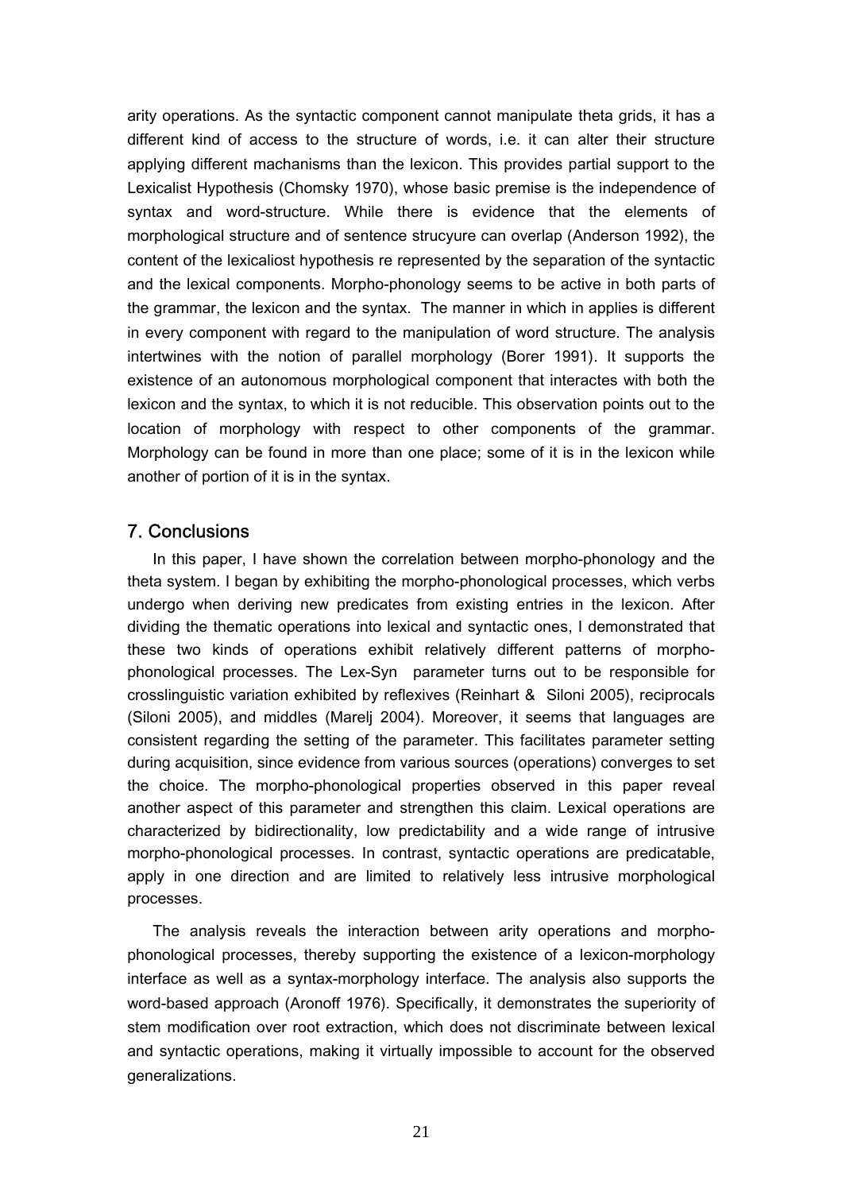arity operations. As the syntactic component cannot manipulate theta grids, it has a different kind of access to the structure of words, i.e. it can alter their structure applying different machanisms than the lexicon. This provides partial support to the Lexicalist Hypothesis (Chomsky 1970), whose basic premise is the independence of syntax and word-structure. While there is evidence that the elements of morphological structure and of sentence strucyure can overlap (Anderson 1992), the content of the lexicaliost hypothesis re represented by the separation of the syntactic and the lexical components. Morpho-phonology seems to be active in both parts of the grammar, the lexicon and the syntax. The manner in which in applies is different in every component with regard to the manipulation of word structure. The analysis intertwines with the notion of parallel morphology (Borer 1991). It supports the existence of an autonomous morphological component that interactes with both the lexicon and the syntax, to which it is not reducible. This observation points out to the location of morphology with respect to other components of the grammar. Morphology can be found in more than one place; some of it is in the lexicon while another of portion of it is in the syntax.

## 7. Conclusions

In this paper, I have shown the correlation between morpho-phonology and the theta system. I began by exhibiting the morpho-phonological processes, which verbs undergo when deriving new predicates from existing entries in the lexicon. After dividing the thematic operations into lexical and syntactic ones, I demonstrated that these two kinds of operations exhibit relatively different patterns of morpho-phonological processes. The Lex-Syn parameter turns out to be responsible for crosslinguistic variation exhibited by reflexives (Reinhart & Siloni 2005), reciprocals (Siloni 2005), and middles (Marelj 2004). Moreover, it seems that languages are consistent regarding the setting of the parameter. This facilitates parameter setting during acquisition, since evidence from various sources (operations) converges to set the choice. The morpho-phonological properties observed in this paper reveal another aspect of this parameter and strengthen this claim. Lexical operations are characterized by bidirectionality, low predictability and a wide range of intrusive morpho-phonological processes. In contrast, syntactic operations are predicatable, apply in one direction and are limited to relatively less intrusive morphological processes.

The analysis reveals the interaction between arity operations and morpho-phonological processes, thereby supporting the existence of a lexicon-morphology interface as well as a syntax-morphology interface. The analysis also supports the word-based approach (Aronoff 1976). Specifically, it demonstrates the superiority of stem modification over root extraction, which does not discriminate between lexical and syntactic operations, making it virtually impossible to account for the observed generalizations.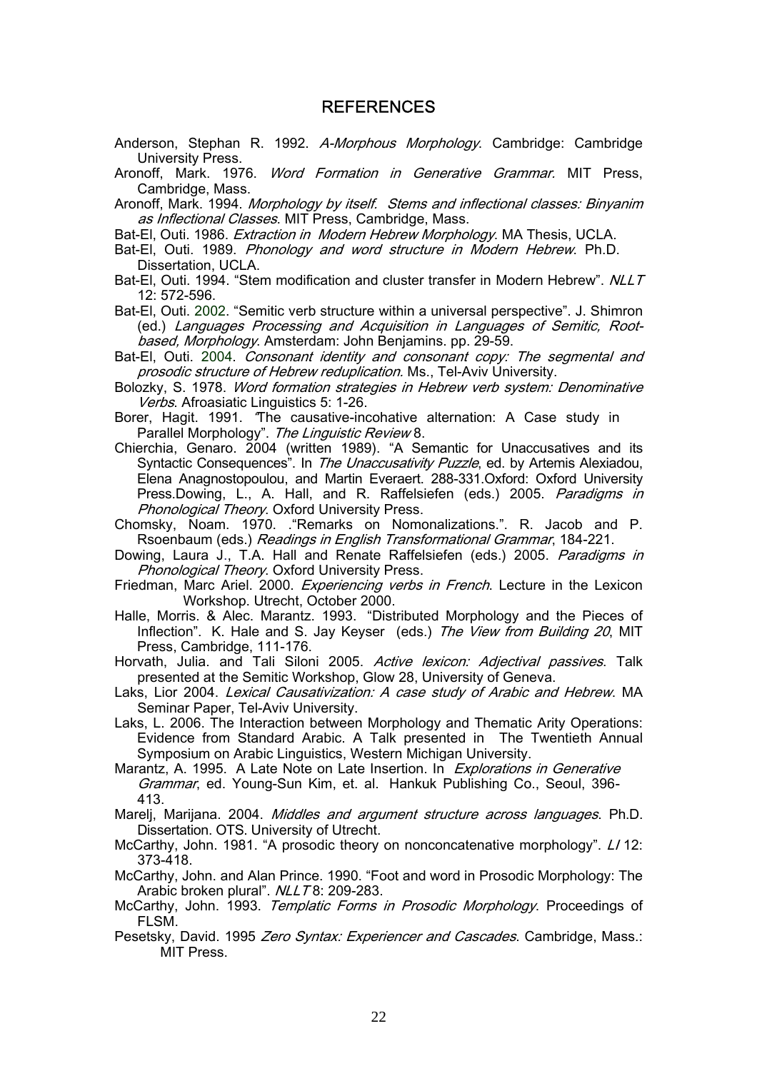## REFERENCES

Anderson, Stephan R. 1992. *A-Morphous Morphology*. Cambridge: Cambridge University Press.

Aronoff, Mark. 1976. *Word Formation in Generative Grammar*. MIT Press, Cambridge, Mass.

Aronoff, Mark. 1994. *Morphology by itself. Stems and inflectional classes: Binyanim as Inflectional Classes*. MIT Press, Cambridge, Mass.

Bat-El, Outi. 1986. *Extraction in Modern Hebrew Morphology*. MA Thesis, UCLA.

Bat-El, Outi. 1989. *Phonology and word structure in Modern Hebrew*. Ph.D. Dissertation, UCLA.

Bat-El, Outi. 1994. "Stem modification and cluster transfer in Modern Hebrew". *NLLT* 12: 572-596.

Bat-El, Outi. 2002. "Semitic verb structure within a universal perspective". J. Shimron (ed.) *Languages Processing and Acquisition in Languages of Semitic, Root-based, Morphology*. Amsterdam: John Benjamins. pp. 29-59.

Bat-El, Outi. 2004. *Consonant identity and consonant copy: The segmental and prosodic structure of Hebrew reduplication.* Ms., Tel-Aviv University.

Bolozky, S. 1978. *Word formation strategies in Hebrew verb system: Denominative Verbs*. Afroasiatic Linguistics 5: 1-26.

Borer, Hagit. 1991. "The causative-incohative alternation: A Case study in Parallel Morphology". *The Linguistic Review* 8.

Chierchia, Genaro. 2004 (written 1989). "A Semantic for Unaccusatives and its Syntactic Consequences". In *The Unaccusativity Puzzle*, ed. by Artemis Alexiadou, Elena Anagnostopoulou, and Martin Everaert. 288-331.Oxford: Oxford University Press.Dowing, L., A. Hall, and R. Raffelsiefen (eds.) 2005. *Paradigms in Phonological Theory*. Oxford University Press.

Chomsky, Noam. 1970. ."Remarks on Nomonalizations.". R. Jacob and P. Rsoenbaum (eds.) *Readings in English Transformational Grammar*, 184-221.

Dowing, Laura J., T.A. Hall and Renate Raffelsiefen (eds.) 2005. *Paradigms in Phonological Theory*. Oxford University Press.

Friedman, Marc Ariel. 2000. *Experiencing verbs in French*. Lecture in the Lexicon Workshop. Utrecht, October 2000.

Halle, Morris. & Alec. Marantz. 1993. "Distributed Morphology and the Pieces of Inflection". K. Hale and S. Jay Keyser (eds.) *The View from Building 20*, MIT Press, Cambridge, 111-176.

Horvath, Julia. and Tali Siloni 2005. *Active lexicon: Adjectival passives*. Talk presented at the Semitic Workshop, Glow 28, University of Geneva.

Laks, Lior 2004. *Lexical Causativization: A case study of Arabic and Hebrew*. MA Seminar Paper, Tel-Aviv University.

Laks, L. 2006. The Interaction between Morphology and Thematic Arity Operations: Evidence from Standard Arabic. A Talk presented in The Twentieth Annual Symposium on Arabic Linguistics, Western Michigan University.

Marantz, A. 1995. A Late Note on Late Insertion. In *Explorations in Generative Grammar*, ed. Young-Sun Kim, et. al. Hankuk Publishing Co., Seoul, 396-413.

Marelj, Marijana. 2004. *Middles and argument structure across languages*. Ph.D. Dissertation. OTS. University of Utrecht.

McCarthy, John. 1981. "A prosodic theory on nonconcatenative morphology". *LI* 12: 373-418.

McCarthy, John. and Alan Prince. 1990. "Foot and word in Prosodic Morphology: The Arabic broken plural". *NLLT* 8: 209-283.

McCarthy, John. 1993. *Templatic Forms in Prosodic Morphology*. Proceedings of FLSM.

Pesetsky, David. 1995 *Zero Syntax: Experiencer and Cascades*. Cambridge, Mass.: MIT Press.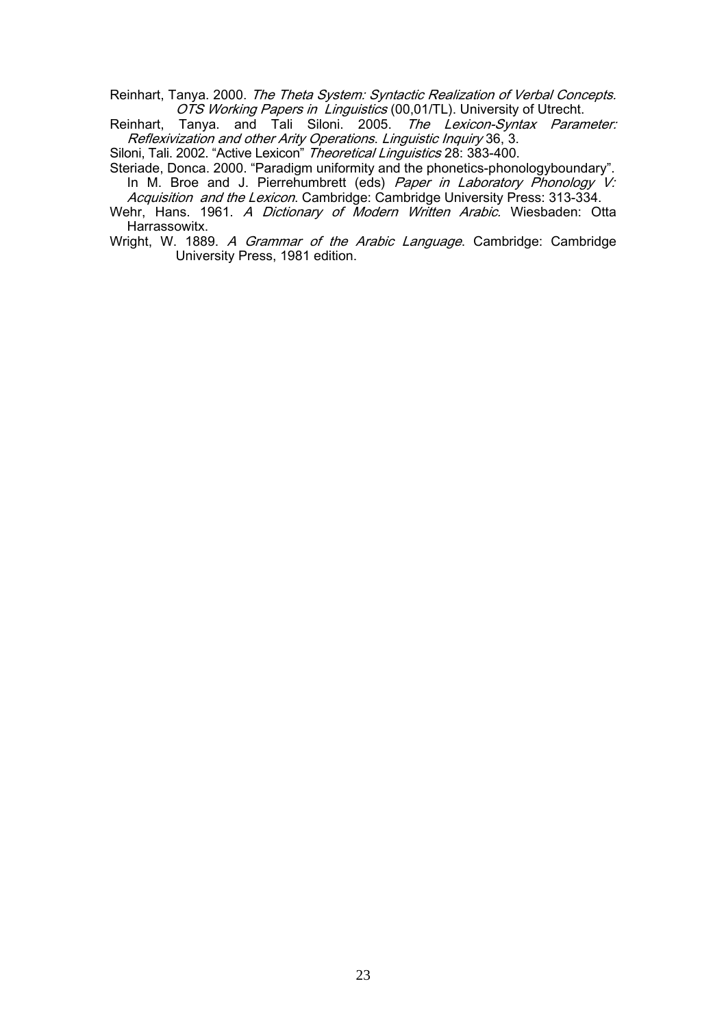Reinhart, Tanya. 2000. *The Theta System: Syntactic Realization of Verbal Concepts. OTS Working Papers in Linguistics* (00,01/TL). University of Utrecht.

Reinhart, Tanya. and Tali Siloni. 2005. *The Lexicon-Syntax Parameter: Reflexivization and other Arity Operations*. *Linguistic Inquiry* 36, 3.

Siloni, Tali. 2002. "Active Lexicon" *Theoretical Linguistics* 28: 383-400.

Steriade, Donca. 2000. "Paradigm uniformity and the phonetics-phonologyboundary". In M. Broe and J. Pierrehumbrett (eds) *Paper in Laboratory Phonology V: Acquisition and the Lexicon*. Cambridge: Cambridge University Press: 313-334.

Wehr, Hans. 1961. *A Dictionary of Modern Written Arabic*. Wiesbaden: Otta Harrassowitx.

Wright, W. 1889. *A Grammar of the Arabic Language*. Cambridge: Cambridge University Press, 1981 edition.